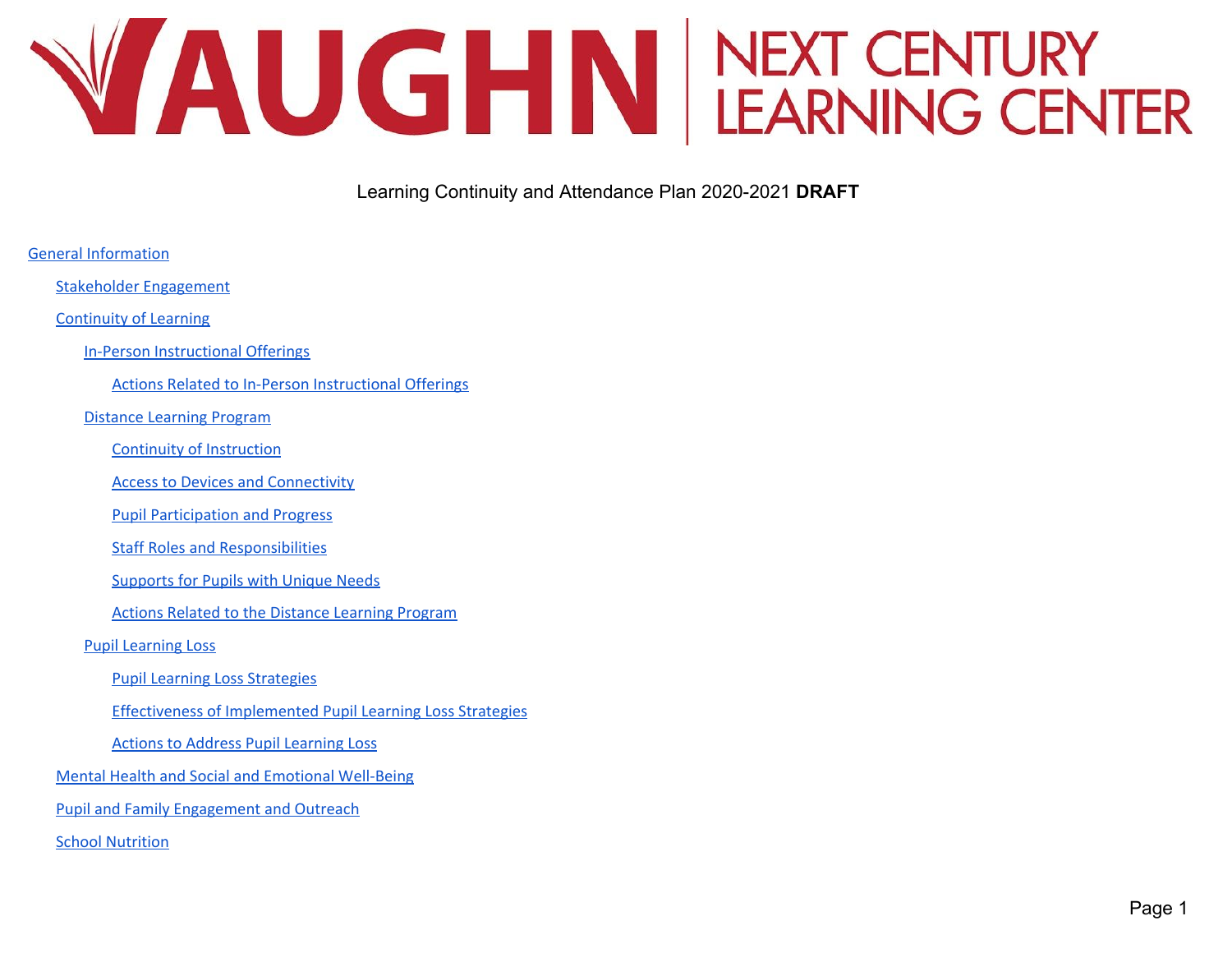# VAUGHN | NEXT CENTURY LEARNING CENTER

Learning Continuity and Attendance Plan 2020-2021 **DRAFT**

- General Information
  - Stakeholder Engagement
  - Continuity of Learning
    - In-Person Instructional Offerings
      - Actions Related to In-Person Instructional Offerings
    - Distance Learning Program
      - Continuity of Instruction
      - Access to Devices and Connectivity
      - Pupil Participation and Progress
      - Staff Roles and Responsibilities
      - Supports for Pupils with Unique Needs
      - Actions Related to the Distance Learning Program
    - Pupil Learning Loss
      - Pupil Learning Loss Strategies
      - Effectiveness of Implemented Pupil Learning Loss Strategies
      - Actions to Address Pupil Learning Loss
  - Mental Health and Social and Emotional Well-Being
  - Pupil and Family Engagement and Outreach
  - School Nutrition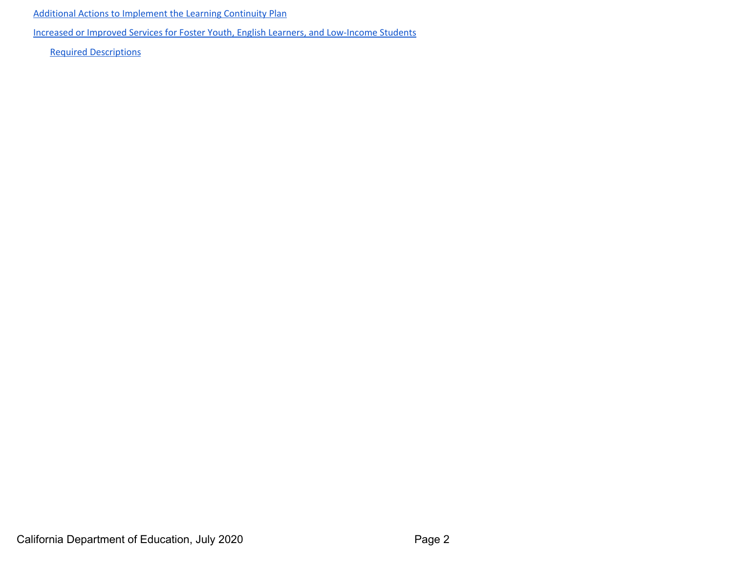[Additional Actions to Implement the Learning Continuity Plan]

[Increased or Improved Services for Foster Youth, English Learners, and Low-Income Students]

- [Required Descriptions]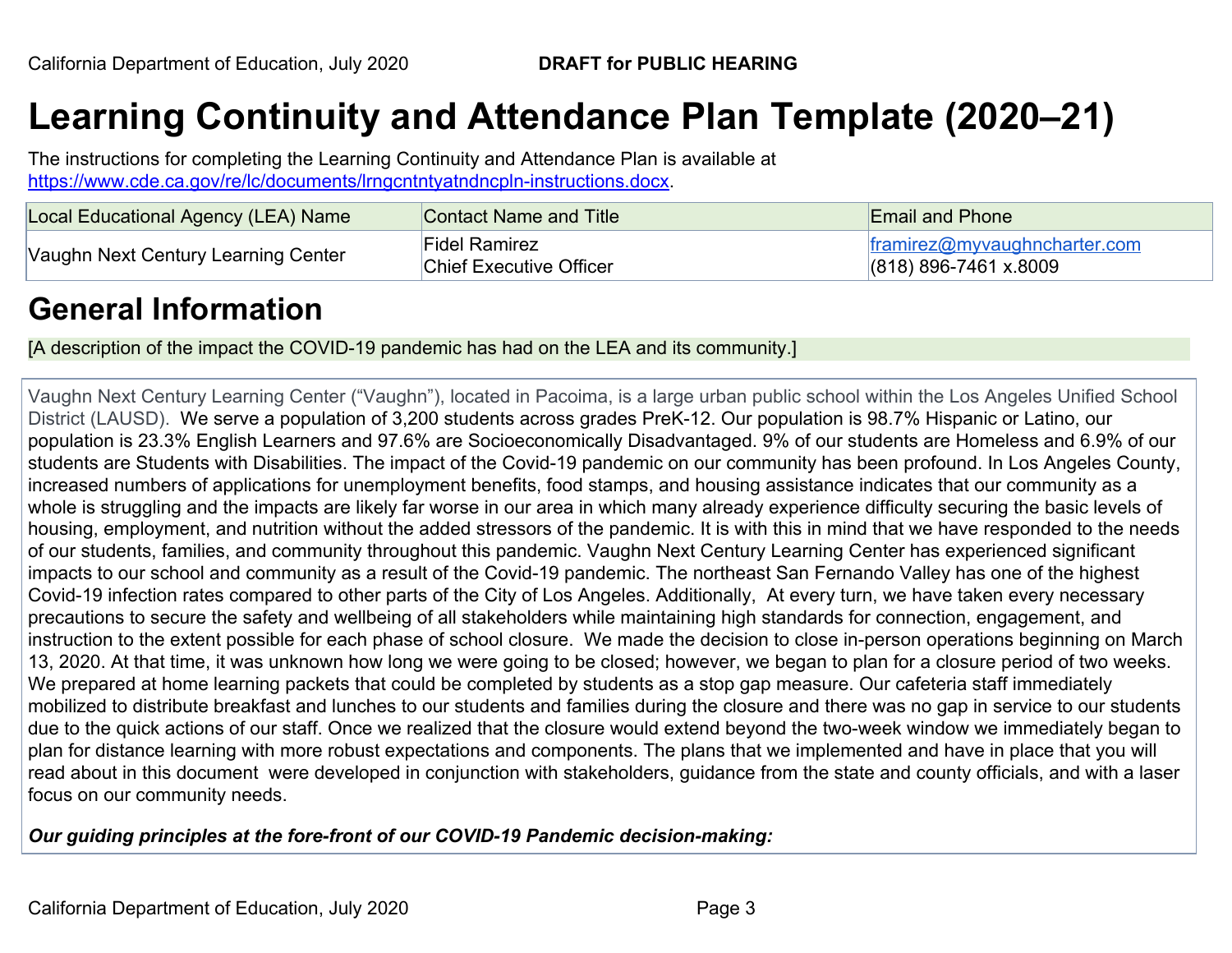# Learning Continuity and Attendance Plan Template (2020–21)

The instructions for completing the Learning Continuity and Attendance Plan is available at https://www.cde.ca.gov/re/lc/documents/lrngcntntyatndncpln-instructions.docx.

| Local Educational Agency (LEA) Name | Contact Name and Title | Email and Phone |
|---|---|---|
| Vaughn Next Century Learning Center | Fidel Ramirez<br>Chief Executive Officer | framirez@myvaughncharter.com<br>(818) 896-7461 x.8009 |

## General Information

[A description of the impact the COVID-19 pandemic has had on the LEA and its community.]

Vaughn Next Century Learning Center ("Vaughn"), located in Pacoima, is a large urban public school within the Los Angeles Unified School District (LAUSD). We serve a population of 3,200 students across grades PreK-12. Our population is 98.7% Hispanic or Latino, our population is 23.3% English Learners and 97.6% are Socioeconomically Disadvantaged. 9% of our students are Homeless and 6.9% of our students are Students with Disabilities. The impact of the Covid-19 pandemic on our community has been profound. In Los Angeles County, increased numbers of applications for unemployment benefits, food stamps, and housing assistance indicates that our community as a whole is struggling and the impacts are likely far worse in our area in which many already experience difficulty securing the basic levels of housing, employment, and nutrition without the added stressors of the pandemic. It is with this in mind that we have responded to the needs of our students, families, and community throughout this pandemic. Vaughn Next Century Learning Center has experienced significant impacts to our school and community as a result of the Covid-19 pandemic. The northeast San Fernando Valley has one of the highest Covid-19 infection rates compared to other parts of the City of Los Angeles. Additionally, At every turn, we have taken every necessary precautions to secure the safety and wellbeing of all stakeholders while maintaining high standards for connection, engagement, and instruction to the extent possible for each phase of school closure. We made the decision to close in-person operations beginning on March 13, 2020. At that time, it was unknown how long we were going to be closed; however, we began to plan for a closure period of two weeks. We prepared at home learning packets that could be completed by students as a stop gap measure. Our cafeteria staff immediately mobilized to distribute breakfast and lunches to our students and families during the closure and there was no gap in service to our students due to the quick actions of our staff. Once we realized that the closure would extend beyond the two-week window we immediately began to plan for distance learning with more robust expectations and components. The plans that we implemented and have in place that you will read about in this document were developed in conjunction with stakeholders, guidance from the state and county officials, and with a laser focus on our community needs.

***Our guiding principles at the fore-front of our COVID-19 Pandemic decision-making:***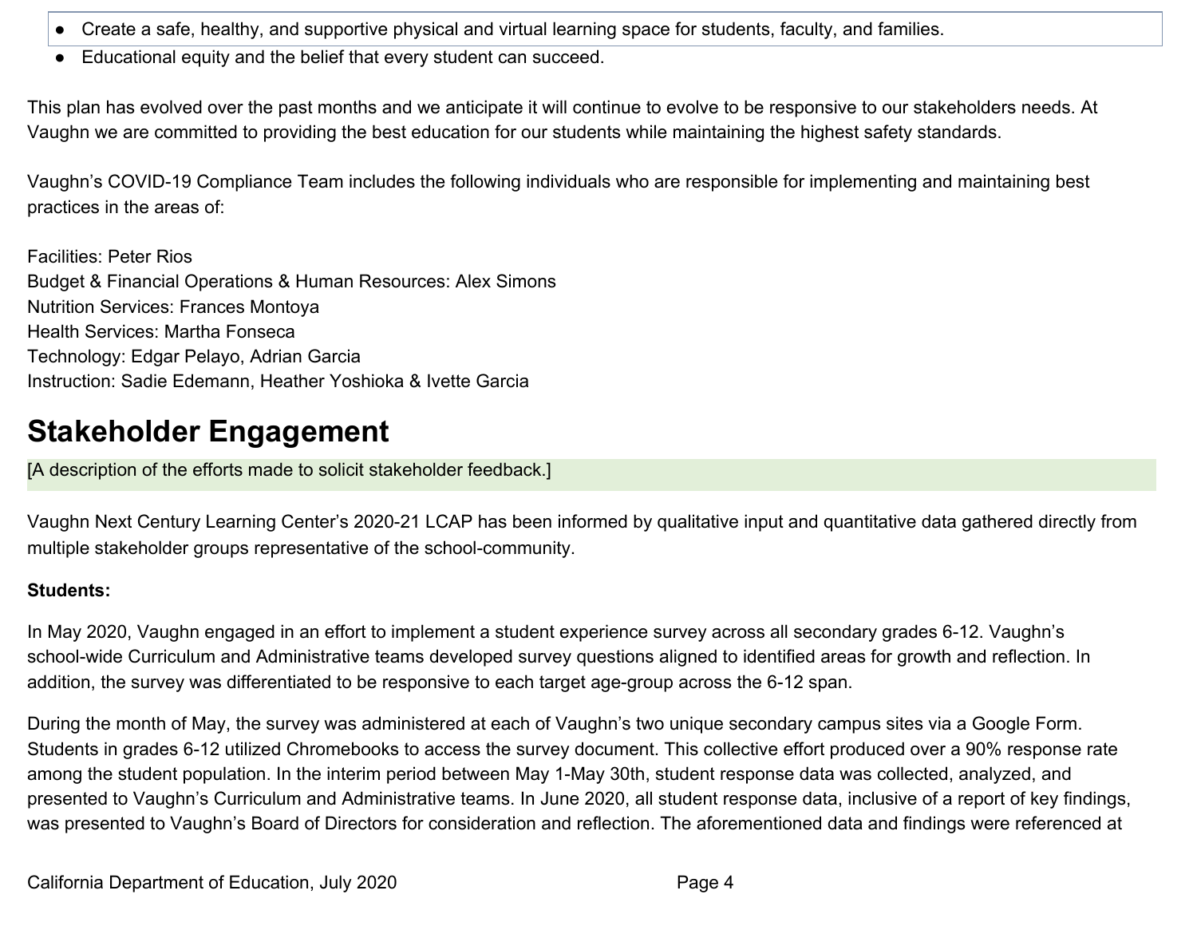- Create a safe, healthy, and supportive physical and virtual learning space for students, faculty, and families.
- Educational equity and the belief that every student can succeed.

This plan has evolved over the past months and we anticipate it will continue to evolve to be responsive to our stakeholders needs. At Vaughn we are committed to providing the best education for our students while maintaining the highest safety standards.

Vaughn's COVID-19 Compliance Team includes the following individuals who are responsible for implementing and maintaining best practices in the areas of:

Facilities: Peter Rios
Budget & Financial Operations & Human Resources: Alex Simons
Nutrition Services: Frances Montoya
Health Services: Martha Fonseca
Technology: Edgar Pelayo, Adrian Garcia
Instruction: Sadie Edemann, Heather Yoshioka & Ivette Garcia

# Stakeholder Engagement

[A description of the efforts made to solicit stakeholder feedback.]

Vaughn Next Century Learning Center's 2020-21 LCAP has been informed by qualitative input and quantitative data gathered directly from multiple stakeholder groups representative of the school-community.

**Students:**

In May 2020, Vaughn engaged in an effort to implement a student experience survey across all secondary grades 6-12. Vaughn's school-wide Curriculum and Administrative teams developed survey questions aligned to identified areas for growth and reflection. In addition, the survey was differentiated to be responsive to each target age-group across the 6-12 span.

During the month of May, the survey was administered at each of Vaughn's two unique secondary campus sites via a Google Form. Students in grades 6-12 utilized Chromebooks to access the survey document. This collective effort produced over a 90% response rate among the student population. In the interim period between May 1-May 30th, student response data was collected, analyzed, and presented to Vaughn's Curriculum and Administrative teams. In June 2020, all student response data, inclusive of a report of key findings, was presented to Vaughn's Board of Directors for consideration and reflection. The aforementioned data and findings were referenced at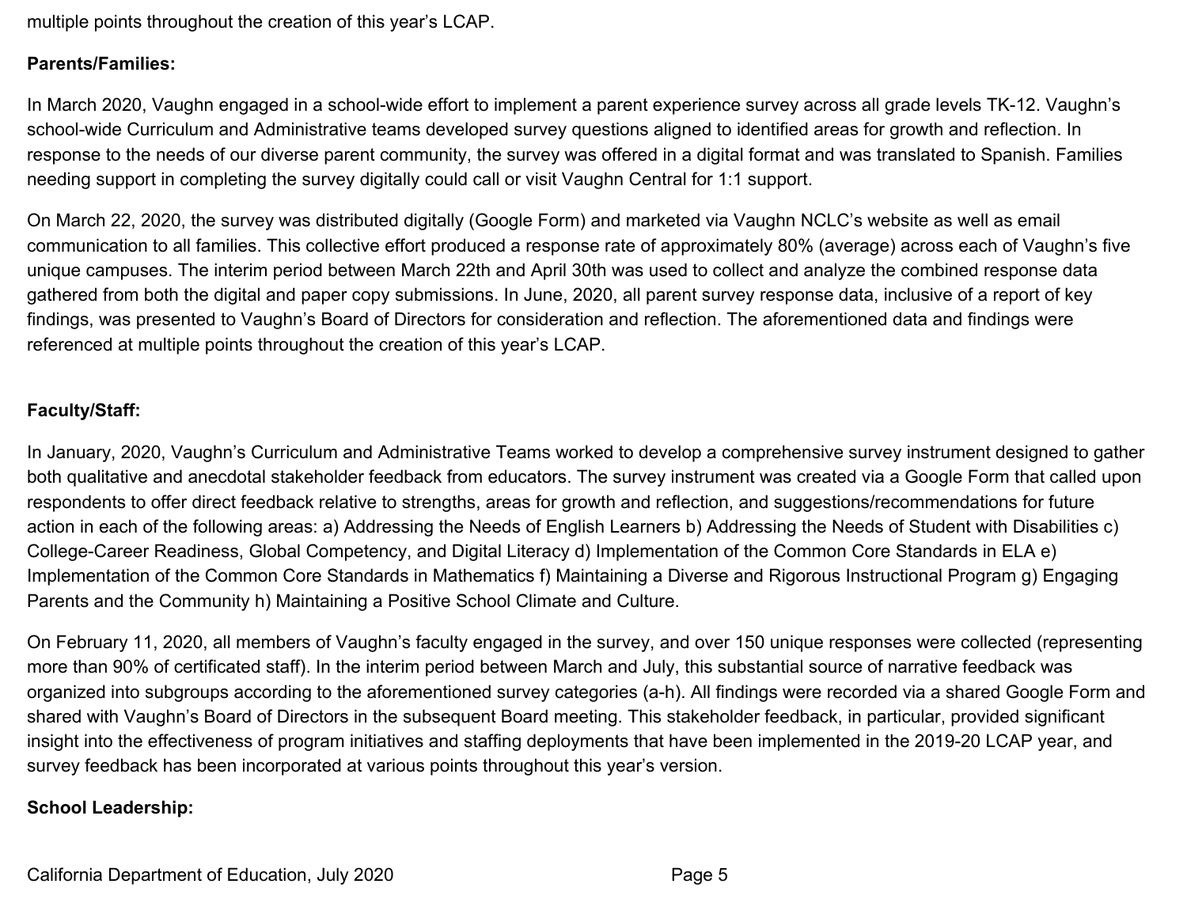multiple points throughout the creation of this year's LCAP.

**Parents/Families:**

In March 2020, Vaughn engaged in a school-wide effort to implement a parent experience survey across all grade levels TK-12. Vaughn's school-wide Curriculum and Administrative teams developed survey questions aligned to identified areas for growth and reflection. In response to the needs of our diverse parent community, the survey was offered in a digital format and was translated to Spanish. Families needing support in completing the survey digitally could call or visit Vaughn Central for 1:1 support.

On March 22, 2020, the survey was distributed digitally (Google Form) and marketed via Vaughn NCLC's website as well as email communication to all families. This collective effort produced a response rate of approximately 80% (average) across each of Vaughn's five unique campuses. The interim period between March 22th and April 30th was used to collect and analyze the combined response data gathered from both the digital and paper copy submissions. In June, 2020, all parent survey response data, inclusive of a report of key findings, was presented to Vaughn's Board of Directors for consideration and reflection. The aforementioned data and findings were referenced at multiple points throughout the creation of this year's LCAP.

**Faculty/Staff:**

In January, 2020, Vaughn's Curriculum and Administrative Teams worked to develop a comprehensive survey instrument designed to gather both qualitative and anecdotal stakeholder feedback from educators. The survey instrument was created via a Google Form that called upon respondents to offer direct feedback relative to strengths, areas for growth and reflection, and suggestions/recommendations for future action in each of the following areas: a) Addressing the Needs of English Learners b) Addressing the Needs of Student with Disabilities c) College-Career Readiness, Global Competency, and Digital Literacy d) Implementation of the Common Core Standards in ELA e) Implementation of the Common Core Standards in Mathematics f) Maintaining a Diverse and Rigorous Instructional Program g) Engaging Parents and the Community h) Maintaining a Positive School Climate and Culture.

On February 11, 2020, all members of Vaughn's faculty engaged in the survey, and over 150 unique responses were collected (representing more than 90% of certificated staff). In the interim period between March and July, this substantial source of narrative feedback was organized into subgroups according to the aforementioned survey categories (a-h). All findings were recorded via a shared Google Form and shared with Vaughn's Board of Directors in the subsequent Board meeting. This stakeholder feedback, in particular, provided significant insight into the effectiveness of program initiatives and staffing deployments that have been implemented in the 2019-20 LCAP year, and survey feedback has been incorporated at various points throughout this year's version.

**School Leadership:**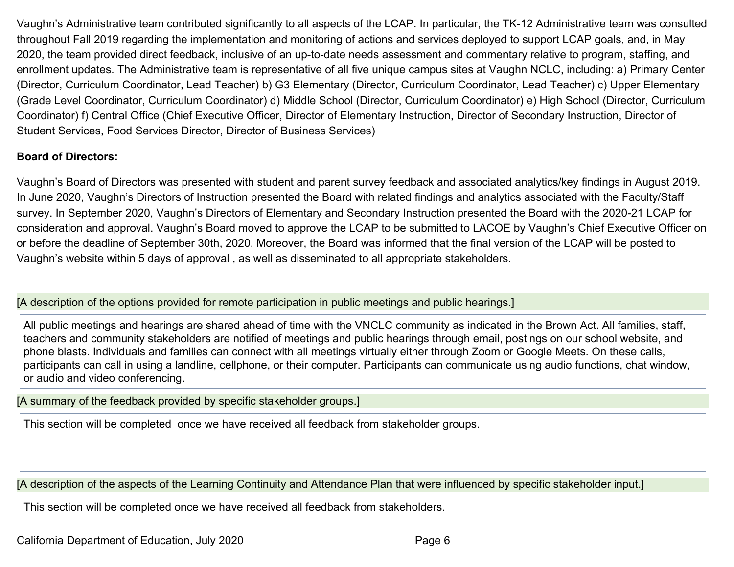Vaughn's Administrative team contributed significantly to all aspects of the LCAP. In particular, the TK-12 Administrative team was consulted throughout Fall 2019 regarding the implementation and monitoring of actions and services deployed to support LCAP goals, and, in May 2020, the team provided direct feedback, inclusive of an up-to-date needs assessment and commentary relative to program, staffing, and enrollment updates. The Administrative team is representative of all five unique campus sites at Vaughn NCLC, including: a) Primary Center (Director, Curriculum Coordinator, Lead Teacher) b) G3 Elementary (Director, Curriculum Coordinator, Lead Teacher) c) Upper Elementary (Grade Level Coordinator, Curriculum Coordinator) d) Middle School (Director, Curriculum Coordinator) e) High School (Director, Curriculum Coordinator) f) Central Office (Chief Executive Officer, Director of Elementary Instruction, Director of Secondary Instruction, Director of Student Services, Food Services Director, Director of Business Services)

**Board of Directors:**

Vaughn's Board of Directors was presented with student and parent survey feedback and associated analytics/key findings in August 2019. In June 2020, Vaughn's Directors of Instruction presented the Board with related findings and analytics associated with the Faculty/Staff survey. In September 2020, Vaughn's Directors of Elementary and Secondary Instruction presented the Board with the 2020-21 LCAP for consideration and approval. Vaughn's Board moved to approve the LCAP to be submitted to LACOE by Vaughn's Chief Executive Officer on or before the deadline of September 30th, 2020. Moreover, the Board was informed that the final version of the LCAP will be posted to Vaughn's website within 5 days of approval , as well as disseminated to all appropriate stakeholders.

[A description of the options provided for remote participation in public meetings and public hearings.]

All public meetings and hearings are shared ahead of time with the VNCLC community as indicated in the Brown Act. All families, staff, teachers and community stakeholders are notified of meetings and public hearings through email, postings on our school website, and phone blasts. Individuals and families can connect with all meetings virtually either through Zoom or Google Meets. On these calls, participants can call in using a landline, cellphone, or their computer. Participants can communicate using audio functions, chat window, or audio and video conferencing.

[A summary of the feedback provided by specific stakeholder groups.]

This section will be completed once we have received all feedback from stakeholder groups.

[A description of the aspects of the Learning Continuity and Attendance Plan that were influenced by specific stakeholder input.]

This section will be completed once we have received all feedback from stakeholders.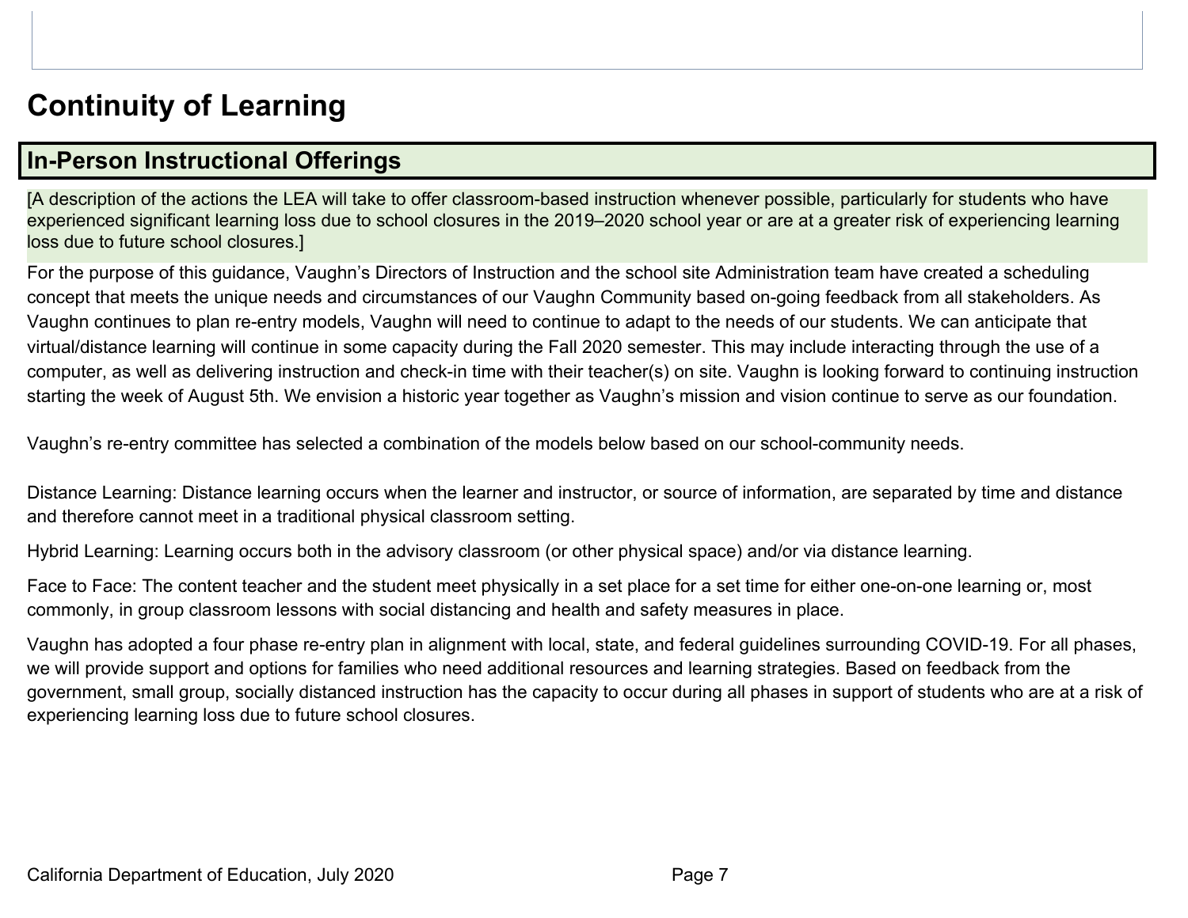# Continuity of Learning

## In-Person Instructional Offerings

[A description of the actions the LEA will take to offer classroom-based instruction whenever possible, particularly for students who have experienced significant learning loss due to school closures in the 2019–2020 school year or are at a greater risk of experiencing learning loss due to future school closures.]

For the purpose of this guidance, Vaughn's Directors of Instruction and the school site Administration team have created a scheduling concept that meets the unique needs and circumstances of our Vaughn Community based on-going feedback from all stakeholders. As Vaughn continues to plan re-entry models, Vaughn will need to continue to adapt to the needs of our students. We can anticipate that virtual/distance learning will continue in some capacity during the Fall 2020 semester. This may include interacting through the use of a computer, as well as delivering instruction and check-in time with their teacher(s) on site. Vaughn is looking forward to continuing instruction starting the week of August 5th. We envision a historic year together as Vaughn's mission and vision continue to serve as our foundation.

Vaughn's re-entry committee has selected a combination of the models below based on our school-community needs.

Distance Learning: Distance learning occurs when the learner and instructor, or source of information, are separated by time and distance and therefore cannot meet in a traditional physical classroom setting.

Hybrid Learning: Learning occurs both in the advisory classroom (or other physical space) and/or via distance learning.

Face to Face: The content teacher and the student meet physically in a set place for a set time for either one-on-one learning or, most commonly, in group classroom lessons with social distancing and health and safety measures in place.

Vaughn has adopted a four phase re-entry plan in alignment with local, state, and federal guidelines surrounding COVID-19. For all phases, we will provide support and options for families who need additional resources and learning strategies. Based on feedback from the government, small group, socially distanced instruction has the capacity to occur during all phases in support of students who are at a risk of experiencing learning loss due to future school closures.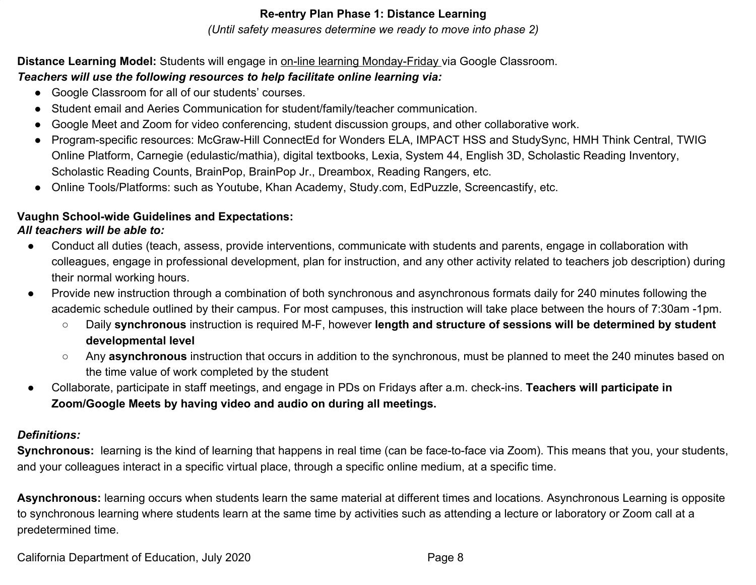## Re-entry Plan Phase 1: Distance Learning

*(Until safety measures determine we ready to move into phase 2)*

**Distance Learning Model:** Students will engage in on-line learning Monday-Friday via Google Classroom.

***Teachers will use the following resources to help facilitate online learning via:***

- Google Classroom for all of our students' courses.
- Student email and Aeries Communication for student/family/teacher communication.
- Google Meet and Zoom for video conferencing, student discussion groups, and other collaborative work.
- Program-specific resources: McGraw-Hill ConnectEd for Wonders ELA, IMPACT HSS and StudySync, HMH Think Central, TWIG Online Platform, Carnegie (edulastic/mathia), digital textbooks, Lexia, System 44, English 3D, Scholastic Reading Inventory, Scholastic Reading Counts, BrainPop, BrainPop Jr., Dreambox, Reading Rangers, etc.
- Online Tools/Platforms: such as Youtube, Khan Academy, Study.com, EdPuzzle, Screencastify, etc.

**Vaughn School-wide Guidelines and Expectations:**

***All teachers will be able to:***

- Conduct all duties (teach, assess, provide interventions, communicate with students and parents, engage in collaboration with colleagues, engage in professional development, plan for instruction, and any other activity related to teachers job description) during their normal working hours.
- Provide new instruction through a combination of both synchronous and asynchronous formats daily for 240 minutes following the academic schedule outlined by their campus. For most campuses, this instruction will take place between the hours of 7:30am -1pm.
  - Daily **synchronous** instruction is required M-F, however **length and structure of sessions will be determined by student developmental level**
  - Any **asynchronous** instruction that occurs in addition to the synchronous, must be planned to meet the 240 minutes based on the time value of work completed by the student
- Collaborate, participate in staff meetings, and engage in PDs on Fridays after a.m. check-ins. **Teachers will participate in Zoom/Google Meets by having video and audio on during all meetings.**

***Definitions:***

**Synchronous:** learning is the kind of learning that happens in real time (can be face-to-face via Zoom). This means that you, your students, and your colleagues interact in a specific virtual place, through a specific online medium, at a specific time.

**Asynchronous:** learning occurs when students learn the same material at different times and locations. Asynchronous Learning is opposite to synchronous learning where students learn at the same time by activities such as attending a lecture or laboratory or Zoom call at a predetermined time.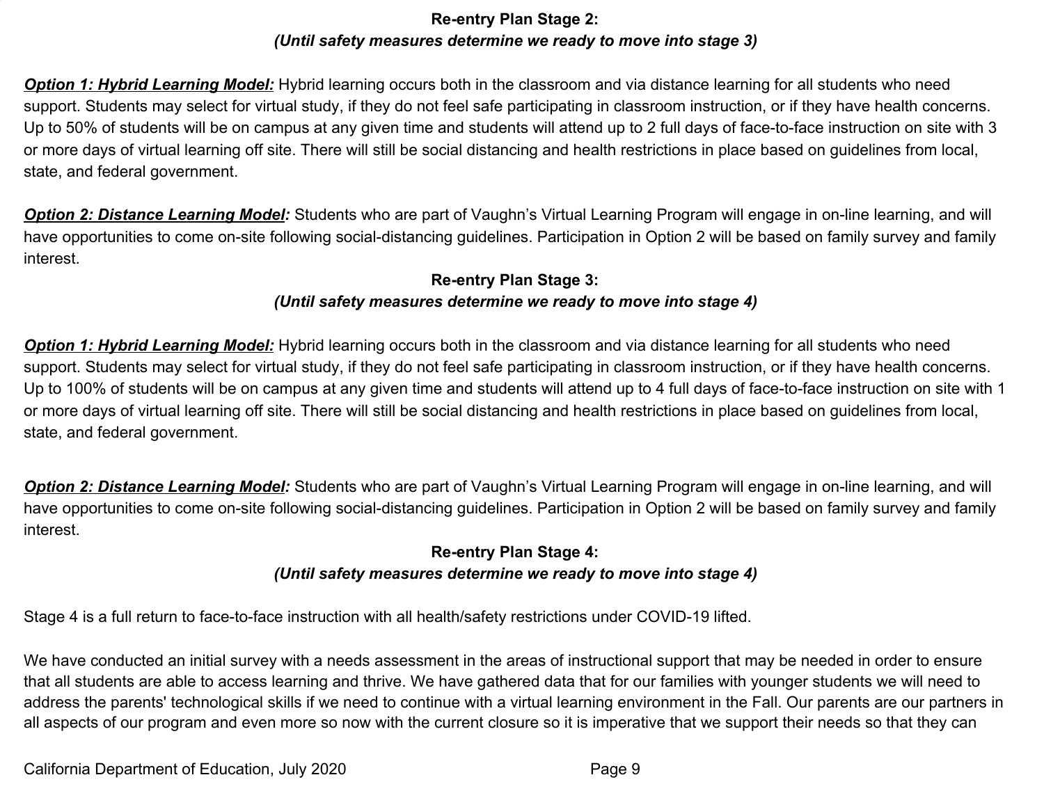**Re-entry Plan Stage 2:**
***(Until safety measures determine we ready to move into stage 3)***

***Option 1: Hybrid Learning Model:*** Hybrid learning occurs both in the classroom and via distance learning for all students who need support. Students may select for virtual study, if they do not feel safe participating in classroom instruction, or if they have health concerns. Up to 50% of students will be on campus at any given time and students will attend up to 2 full days of face-to-face instruction on site with 3 or more days of virtual learning off site. There will still be social distancing and health restrictions in place based on guidelines from local, state, and federal government.

***Option 2: Distance Learning Model:*** Students who are part of Vaughn's Virtual Learning Program will engage in on-line learning, and will have opportunities to come on-site following social-distancing guidelines. Participation in Option 2 will be based on family survey and family interest.

**Re-entry Plan Stage 3:**
***(Until safety measures determine we ready to move into stage 4)***

***Option 1: Hybrid Learning Model:*** Hybrid learning occurs both in the classroom and via distance learning for all students who need support. Students may select for virtual study, if they do not feel safe participating in classroom instruction, or if they have health concerns. Up to 100% of students will be on campus at any given time and students will attend up to 4 full days of face-to-face instruction on site with 1 or more days of virtual learning off site. There will still be social distancing and health restrictions in place based on guidelines from local, state, and federal government.

***Option 2: Distance Learning Model:*** Students who are part of Vaughn's Virtual Learning Program will engage in on-line learning, and will have opportunities to come on-site following social-distancing guidelines. Participation in Option 2 will be based on family survey and family interest.

**Re-entry Plan Stage 4:**
***(Until safety measures determine we ready to move into stage 4)***

Stage 4 is a full return to face-to-face instruction with all health/safety restrictions under COVID-19 lifted.

We have conducted an initial survey with a needs assessment in the areas of instructional support that may be needed in order to ensure that all students are able to access learning and thrive. We have gathered data that for our families with younger students we will need to address the parents' technological skills if we need to continue with a virtual learning environment in the Fall. Our parents are our partners in all aspects of our program and even more so now with the current closure so it is imperative that we support their needs so that they can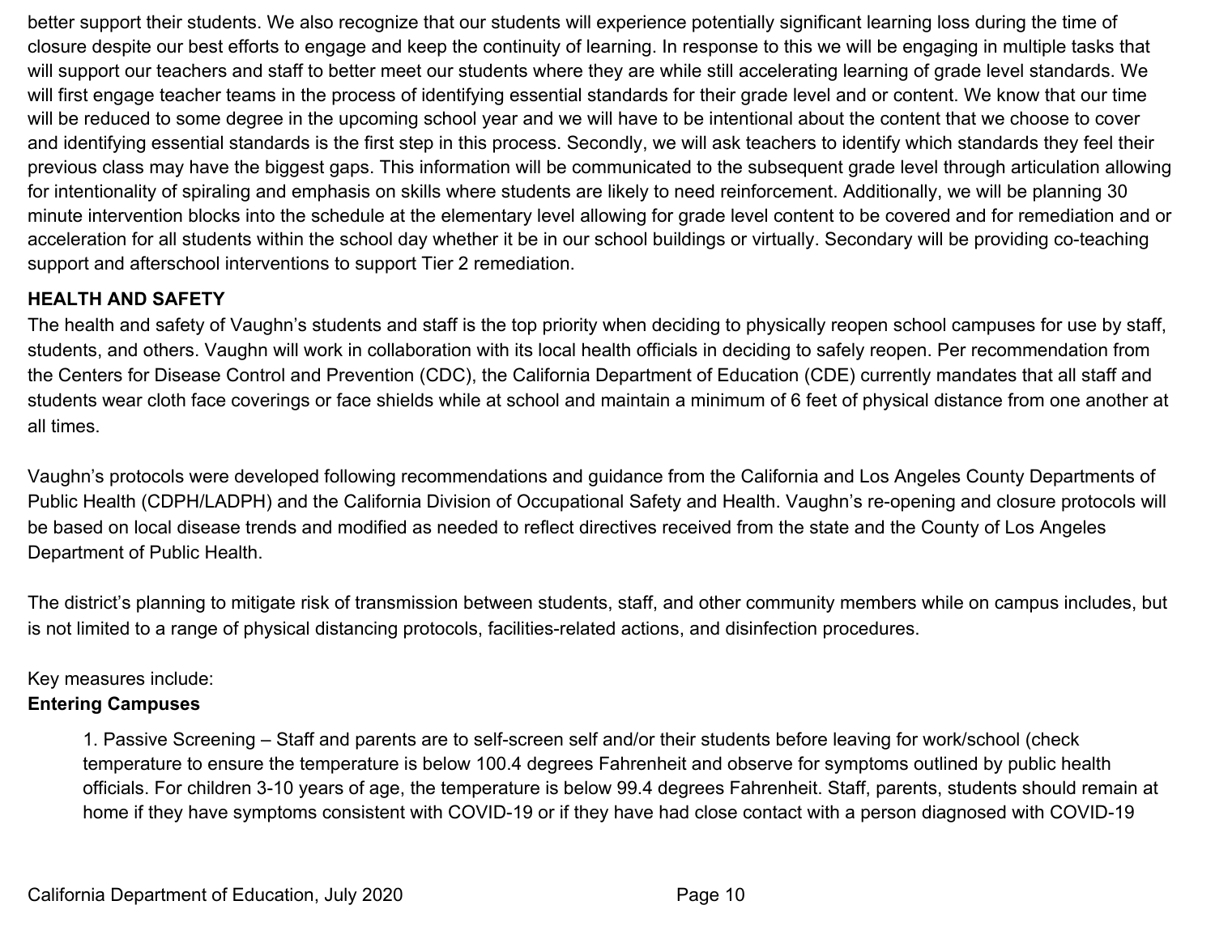better support their students. We also recognize that our students will experience potentially significant learning loss during the time of closure despite our best efforts to engage and keep the continuity of learning. In response to this we will be engaging in multiple tasks that will support our teachers and staff to better meet our students where they are while still accelerating learning of grade level standards. We will first engage teacher teams in the process of identifying essential standards for their grade level and or content. We know that our time will be reduced to some degree in the upcoming school year and we will have to be intentional about the content that we choose to cover and identifying essential standards is the first step in this process. Secondly, we will ask teachers to identify which standards they feel their previous class may have the biggest gaps. This information will be communicated to the subsequent grade level through articulation allowing for intentionality of spiraling and emphasis on skills where students are likely to need reinforcement. Additionally, we will be planning 30 minute intervention blocks into the schedule at the elementary level allowing for grade level content to be covered and for remediation and or acceleration for all students within the school day whether it be in our school buildings or virtually. Secondary will be providing co-teaching support and afterschool interventions to support Tier 2 remediation.

**HEALTH AND SAFETY**

The health and safety of Vaughn's students and staff is the top priority when deciding to physically reopen school campuses for use by staff, students, and others. Vaughn will work in collaboration with its local health officials in deciding to safely reopen. Per recommendation from the Centers for Disease Control and Prevention (CDC), the California Department of Education (CDE) currently mandates that all staff and students wear cloth face coverings or face shields while at school and maintain a minimum of 6 feet of physical distance from one another at all times.

Vaughn's protocols were developed following recommendations and guidance from the California and Los Angeles County Departments of Public Health (CDPH/LADPH) and the California Division of Occupational Safety and Health. Vaughn's re-opening and closure protocols will be based on local disease trends and modified as needed to reflect directives received from the state and the County of Los Angeles Department of Public Health.

The district's planning to mitigate risk of transmission between students, staff, and other community members while on campus includes, but is not limited to a range of physical distancing protocols, facilities-related actions, and disinfection procedures.

Key measures include:

**Entering Campuses**

1. Passive Screening – Staff and parents are to self-screen self and/or their students before leaving for work/school (check temperature to ensure the temperature is below 100.4 degrees Fahrenheit and observe for symptoms outlined by public health officials. For children 3-10 years of age, the temperature is below 99.4 degrees Fahrenheit. Staff, parents, students should remain at home if they have symptoms consistent with COVID-19 or if they have had close contact with a person diagnosed with COVID-19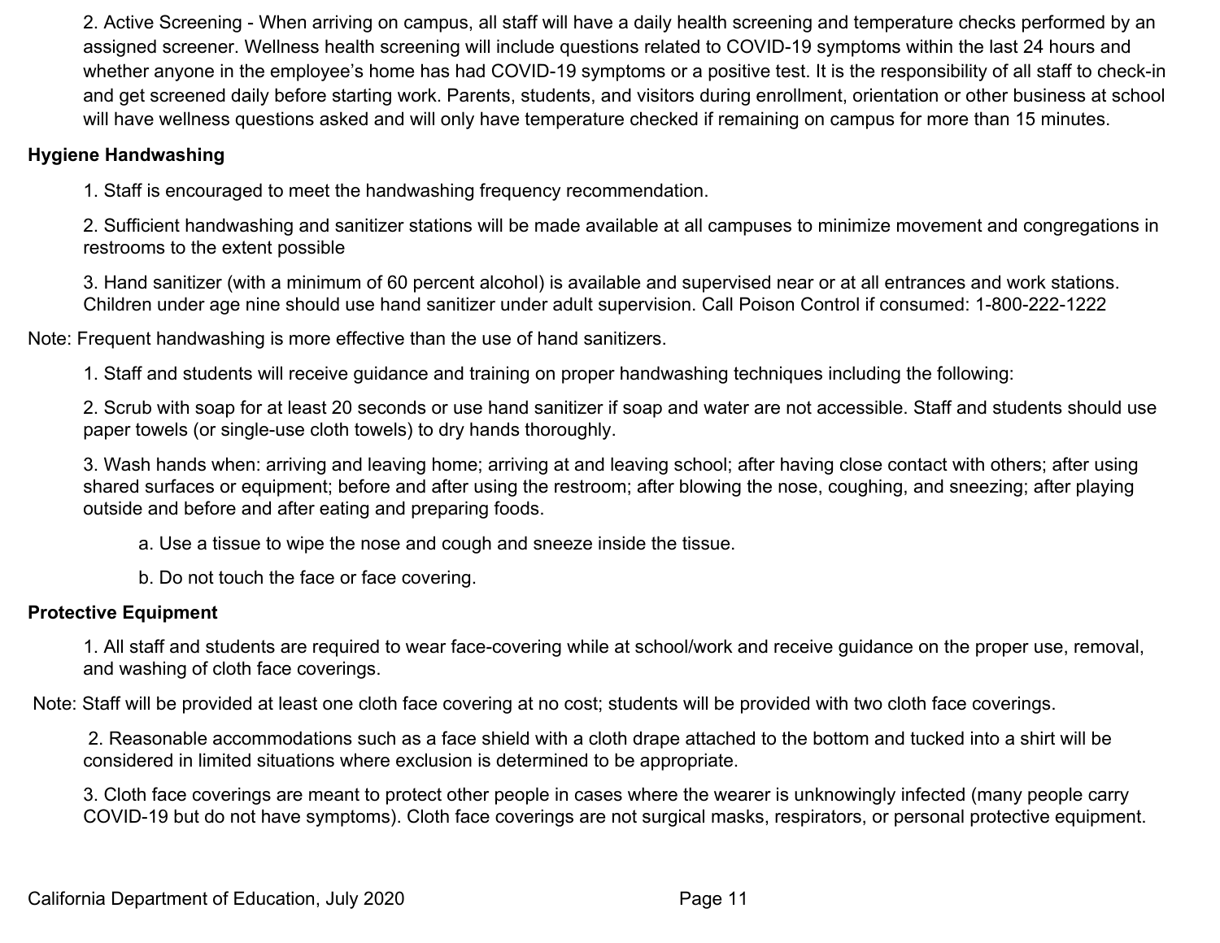2. Active Screening - When arriving on campus, all staff will have a daily health screening and temperature checks performed by an assigned screener. Wellness health screening will include questions related to COVID-19 symptoms within the last 24 hours and whether anyone in the employee's home has had COVID-19 symptoms or a positive test. It is the responsibility of all staff to check-in and get screened daily before starting work. Parents, students, and visitors during enrollment, orientation or other business at school will have wellness questions asked and will only have temperature checked if remaining on campus for more than 15 minutes.

**Hygiene Handwashing**

1. Staff is encouraged to meet the handwashing frequency recommendation.

2. Sufficient handwashing and sanitizer stations will be made available at all campuses to minimize movement and congregations in restrooms to the extent possible

3. Hand sanitizer (with a minimum of 60 percent alcohol) is available and supervised near or at all entrances and work stations. Children under age nine should use hand sanitizer under adult supervision. Call Poison Control if consumed: 1-800-222-1222

Note: Frequent handwashing is more effective than the use of hand sanitizers.

1. Staff and students will receive guidance and training on proper handwashing techniques including the following:

2. Scrub with soap for at least 20 seconds or use hand sanitizer if soap and water are not accessible. Staff and students should use paper towels (or single-use cloth towels) to dry hands thoroughly.

3. Wash hands when: arriving and leaving home; arriving at and leaving school; after having close contact with others; after using shared surfaces or equipment; before and after using the restroom; after blowing the nose, coughing, and sneezing; after playing outside and before and after eating and preparing foods.

   a. Use a tissue to wipe the nose and cough and sneeze inside the tissue.

   b. Do not touch the face or face covering.

**Protective Equipment**

1. All staff and students are required to wear face-covering while at school/work and receive guidance on the proper use, removal, and washing of cloth face coverings.

Note: Staff will be provided at least one cloth face covering at no cost; students will be provided with two cloth face coverings.

2. Reasonable accommodations such as a face shield with a cloth drape attached to the bottom and tucked into a shirt will be considered in limited situations where exclusion is determined to be appropriate.

3. Cloth face coverings are meant to protect other people in cases where the wearer is unknowingly infected (many people carry COVID-19 but do not have symptoms). Cloth face coverings are not surgical masks, respirators, or personal protective equipment.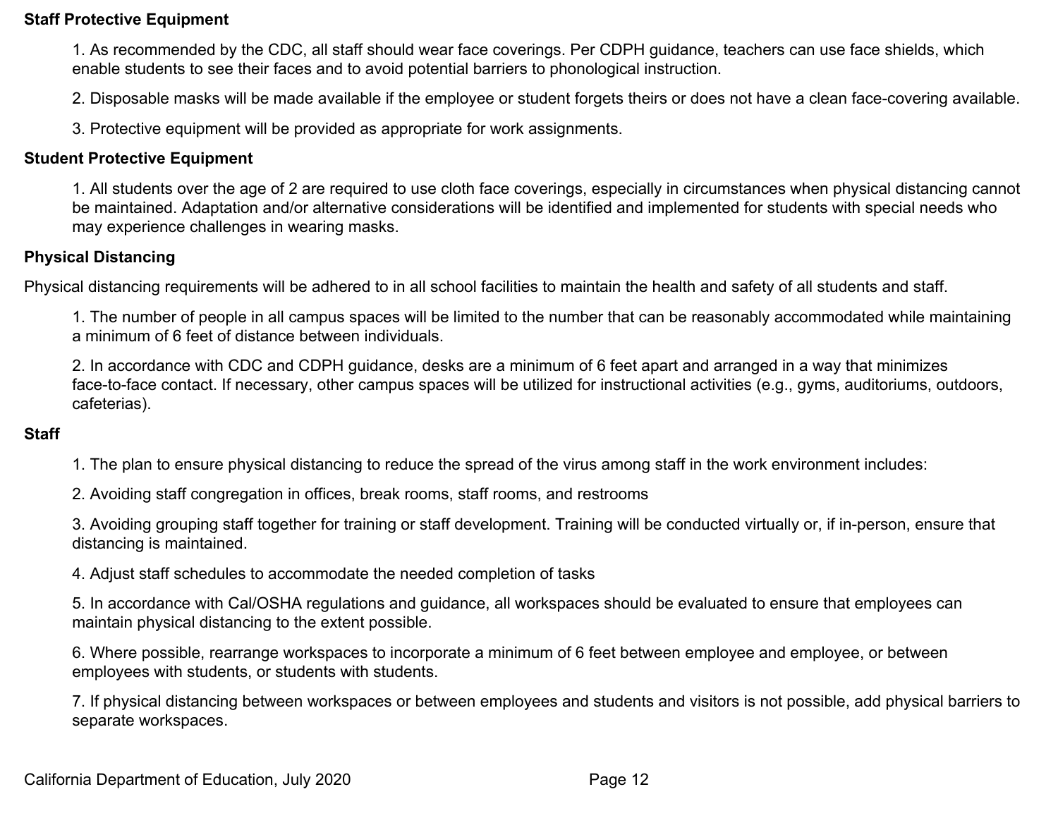**Staff Protective Equipment**

1. As recommended by the CDC, all staff should wear face coverings. Per CDPH guidance, teachers can use face shields, which enable students to see their faces and to avoid potential barriers to phonological instruction.
2. Disposable masks will be made available if the employee or student forgets theirs or does not have a clean face-covering available.
3. Protective equipment will be provided as appropriate for work assignments.

**Student Protective Equipment**

1. All students over the age of 2 are required to use cloth face coverings, especially in circumstances when physical distancing cannot be maintained. Adaptation and/or alternative considerations will be identified and implemented for students with special needs who may experience challenges in wearing masks.

**Physical Distancing**

Physical distancing requirements will be adhered to in all school facilities to maintain the health and safety of all students and staff.

1. The number of people in all campus spaces will be limited to the number that can be reasonably accommodated while maintaining a minimum of 6 feet of distance between individuals.
2. In accordance with CDC and CDPH guidance, desks are a minimum of 6 feet apart and arranged in a way that minimizes face-to-face contact. If necessary, other campus spaces will be utilized for instructional activities (e.g., gyms, auditoriums, outdoors, cafeterias).

**Staff**

1. The plan to ensure physical distancing to reduce the spread of the virus among staff in the work environment includes:
2. Avoiding staff congregation in offices, break rooms, staff rooms, and restrooms
3. Avoiding grouping staff together for training or staff development. Training will be conducted virtually or, if in-person, ensure that distancing is maintained.
4. Adjust staff schedules to accommodate the needed completion of tasks
5. In accordance with Cal/OSHA regulations and guidance, all workspaces should be evaluated to ensure that employees can maintain physical distancing to the extent possible.
6. Where possible, rearrange workspaces to incorporate a minimum of 6 feet between employee and employee, or between employees with students, or students with students.
7. If physical distancing between workspaces or between employees and students and visitors is not possible, add physical barriers to separate workspaces.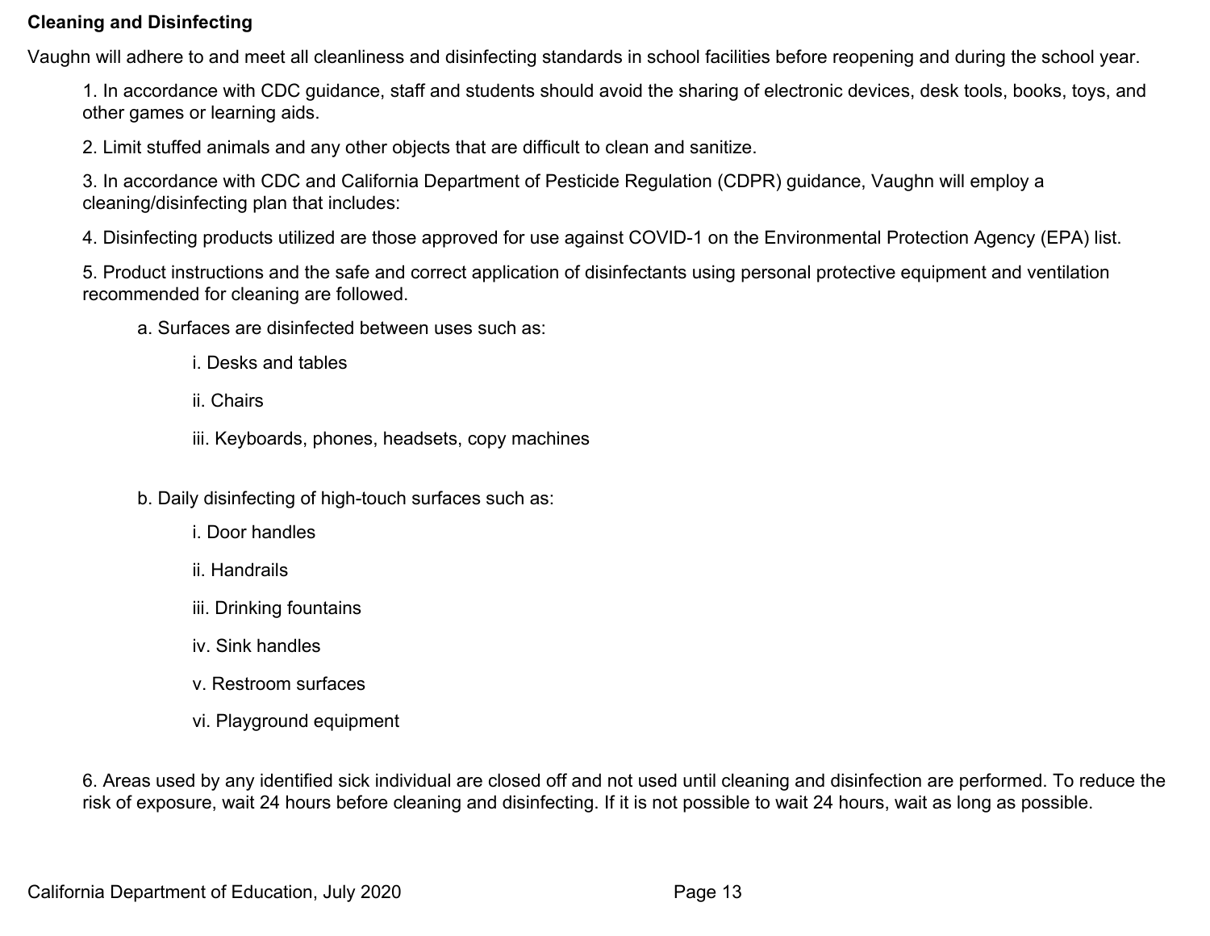**Cleaning and Disinfecting**

Vaughn will adhere to and meet all cleanliness and disinfecting standards in school facilities before reopening and during the school year.

1. In accordance with CDC guidance, staff and students should avoid the sharing of electronic devices, desk tools, books, toys, and other games or learning aids.

2. Limit stuffed animals and any other objects that are difficult to clean and sanitize.

3. In accordance with CDC and California Department of Pesticide Regulation (CDPR) guidance, Vaughn will employ a cleaning/disinfecting plan that includes:

4. Disinfecting products utilized are those approved for use against COVID-1 on the Environmental Protection Agency (EPA) list.

5. Product instructions and the safe and correct application of disinfectants using personal protective equipment and ventilation recommended for cleaning are followed.

   a. Surfaces are disinfected between uses such as:

      i. Desks and tables

      ii. Chairs

      iii. Keyboards, phones, headsets, copy machines

   b. Daily disinfecting of high-touch surfaces such as:

      i. Door handles

      ii. Handrails

      iii. Drinking fountains

      iv. Sink handles

      v. Restroom surfaces

      vi. Playground equipment

6. Areas used by any identified sick individual are closed off and not used until cleaning and disinfection are performed. To reduce the risk of exposure, wait 24 hours before cleaning and disinfecting. If it is not possible to wait 24 hours, wait as long as possible.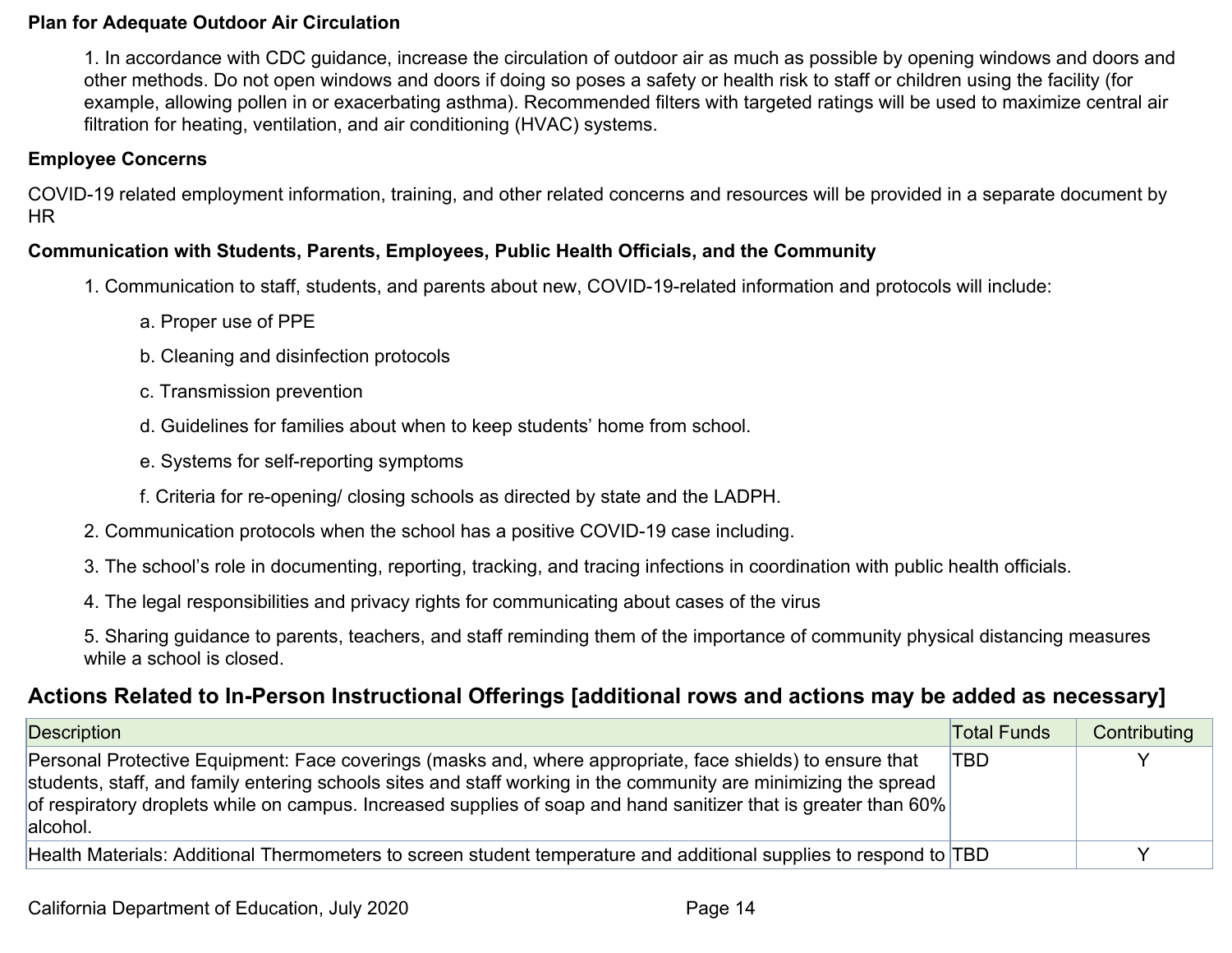**Plan for Adequate Outdoor Air Circulation**

1. In accordance with CDC guidance, increase the circulation of outdoor air as much as possible by opening windows and doors and other methods. Do not open windows and doors if doing so poses a safety or health risk to staff or children using the facility (for example, allowing pollen in or exacerbating asthma). Recommended filters with targeted ratings will be used to maximize central air filtration for heating, ventilation, and air conditioning (HVAC) systems.

**Employee Concerns**

COVID-19 related employment information, training, and other related concerns and resources will be provided in a separate document by HR

**Communication with Students, Parents, Employees, Public Health Officials, and the Community**

1. Communication to staff, students, and parents about new, COVID-19-related information and protocols will include:
   a. Proper use of PPE
   b. Cleaning and disinfection protocols
   c. Transmission prevention
   d. Guidelines for families about when to keep students' home from school.
   e. Systems for self-reporting symptoms
   f. Criteria for re-opening/ closing schools as directed by state and the LADPH.
2. Communication protocols when the school has a positive COVID-19 case including.
3. The school's role in documenting, reporting, tracking, and tracing infections in coordination with public health officials.
4. The legal responsibilities and privacy rights for communicating about cases of the virus
5. Sharing guidance to parents, teachers, and staff reminding them of the importance of community physical distancing measures while a school is closed.

## Actions Related to In-Person Instructional Offerings [additional rows and actions may be added as necessary]

| Description | Total Funds | Contributing |
|---|---|---|
| Personal Protective Equipment: Face coverings (masks and, where appropriate, face shields) to ensure that students, staff, and family entering schools sites and staff working in the community are minimizing the spread of respiratory droplets while on campus. Increased supplies of soap and hand sanitizer that is greater than 60% alcohol. | TBD | Y |
| Health Materials: Additional Thermometers to screen student temperature and additional supplies to respond to | TBD | Y |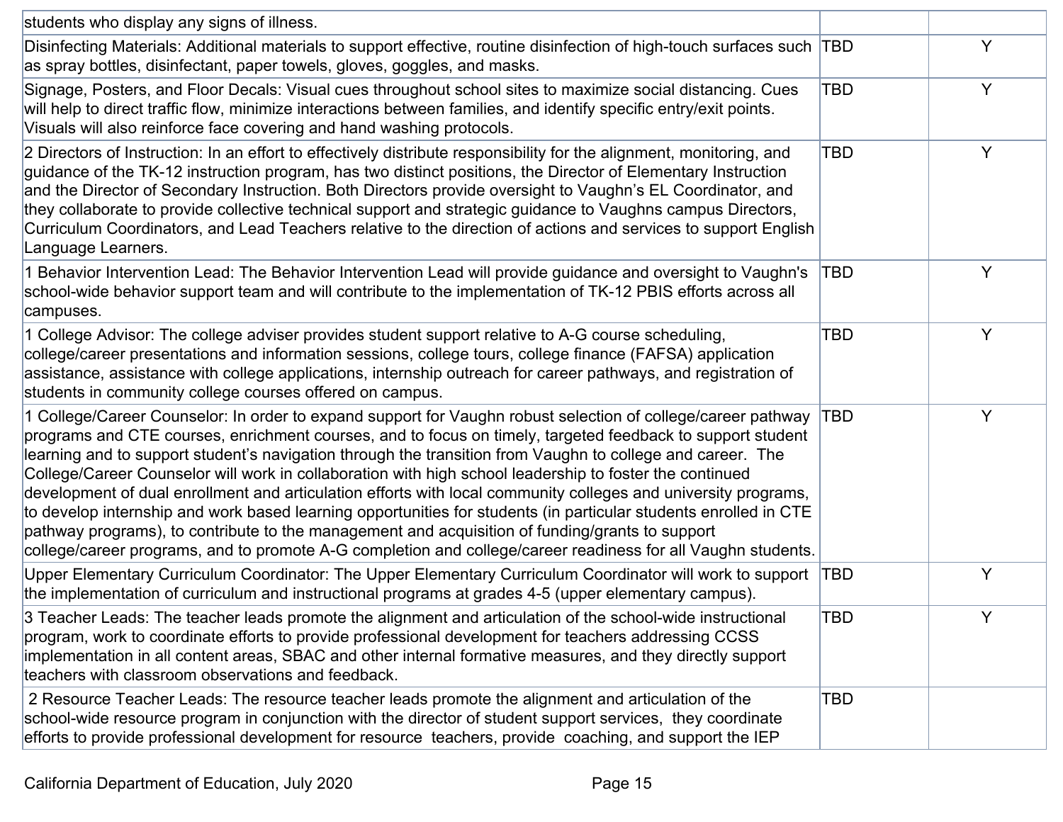| | | |
|---|---|---|
| students who display any signs of illness. | | |
| Disinfecting Materials: Additional materials to support effective, routine disinfection of high-touch surfaces such as spray bottles, disinfectant, paper towels, gloves, goggles, and masks. | TBD | Y |
| Signage, Posters, and Floor Decals: Visual cues throughout school sites to maximize social distancing. Cues will help to direct traffic flow, minimize interactions between families, and identify specific entry/exit points. Visuals will also reinforce face covering and hand washing protocols. | TBD | Y |
| 2 Directors of Instruction: In an effort to effectively distribute responsibility for the alignment, monitoring, and guidance of the TK-12 instruction program, has two distinct positions, the Director of Elementary Instruction and the Director of Secondary Instruction. Both Directors provide oversight to Vaughn's EL Coordinator, and they collaborate to provide collective technical support and strategic guidance to Vaughns campus Directors, Curriculum Coordinators, and Lead Teachers relative to the direction of actions and services to support English Language Learners. | TBD | Y |
| 1 Behavior Intervention Lead: The Behavior Intervention Lead will provide guidance and oversight to Vaughn's school-wide behavior support team and will contribute to the implementation of TK-12 PBIS efforts across all campuses. | TBD | Y |
| 1 College Advisor: The college adviser provides student support relative to A-G course scheduling, college/career presentations and information sessions, college tours, college finance (FAFSA) application assistance, assistance with college applications, internship outreach for career pathways, and registration of students in community college courses offered on campus. | TBD | Y |
| 1 College/Career Counselor: In order to expand support for Vaughn robust selection of college/career pathway programs and CTE courses, enrichment courses, and to focus on timely, targeted feedback to support student learning and to support student's navigation through the transition from Vaughn to college and career. The College/Career Counselor will work in collaboration with high school leadership to foster the continued development of dual enrollment and articulation efforts with local community colleges and university programs, to develop internship and work based learning opportunities for students (in particular students enrolled in CTE pathway programs), to contribute to the management and acquisition of funding/grants to support college/career programs, and to promote A-G completion and college/career readiness for all Vaughn students. | TBD | Y |
| Upper Elementary Curriculum Coordinator: The Upper Elementary Curriculum Coordinator will work to support the implementation of curriculum and instructional programs at grades 4-5 (upper elementary campus). | TBD | Y |
| 3 Teacher Leads: The teacher leads promote the alignment and articulation of the school-wide instructional program, work to coordinate efforts to provide professional development for teachers addressing CCSS implementation in all content areas, SBAC and other internal formative measures, and they directly support teachers with classroom observations and feedback. | TBD | Y |
| 2 Resource Teacher Leads: The resource teacher leads promote the alignment and articulation of the school-wide resource program in conjunction with the director of student support services, they coordinate efforts to provide professional development for resource teachers, provide coaching, and support the IEP | TBD | |

California Department of Education, July 2020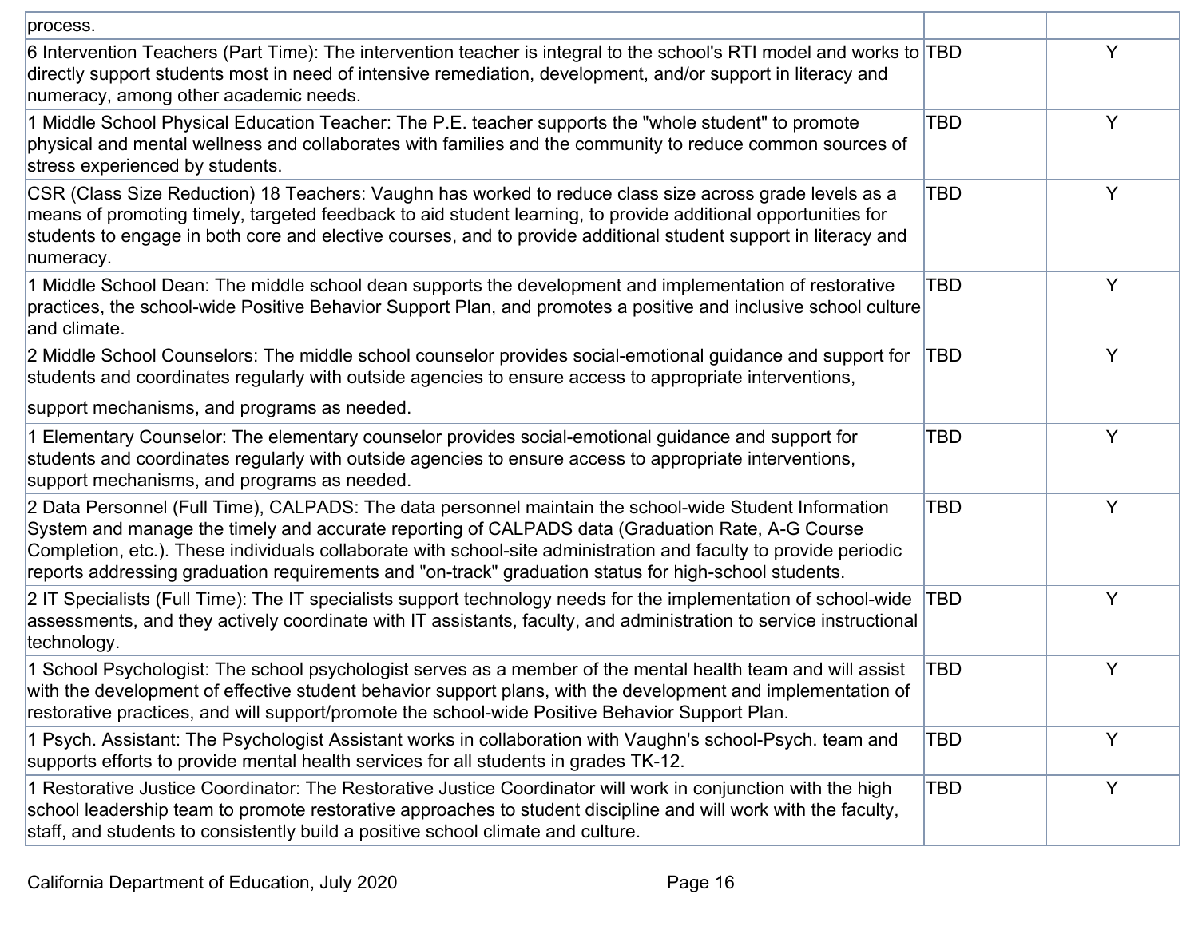| | | |
|---|---|---|
| process. | | |
| 6 Intervention Teachers (Part Time): The intervention teacher is integral to the school's RTI model and works to directly support students most in need of intensive remediation, development, and/or support in literacy and numeracy, among other academic needs. | TBD | Y |
| 1 Middle School Physical Education Teacher: The P.E. teacher supports the "whole student" to promote physical and mental wellness and collaborates with families and the community to reduce common sources of stress experienced by students. | TBD | Y |
| CSR (Class Size Reduction) 18 Teachers: Vaughn has worked to reduce class size across grade levels as a means of promoting timely, targeted feedback to aid student learning, to provide additional opportunities for students to engage in both core and elective courses, and to provide additional student support in literacy and numeracy. | TBD | Y |
| 1 Middle School Dean: The middle school dean supports the development and implementation of restorative practices, the school-wide Positive Behavior Support Plan, and promotes a positive and inclusive school culture and climate. | TBD | Y |
| 2 Middle School Counselors: The middle school counselor provides social-emotional guidance and support for students and coordinates regularly with outside agencies to ensure access to appropriate interventions, support mechanisms, and programs as needed. | TBD | Y |
| 1 Elementary Counselor: The elementary counselor provides social-emotional guidance and support for students and coordinates regularly with outside agencies to ensure access to appropriate interventions, support mechanisms, and programs as needed. | TBD | Y |
| 2 Data Personnel (Full Time), CALPADS: The data personnel maintain the school-wide Student Information System and manage the timely and accurate reporting of CALPADS data (Graduation Rate, A-G Course Completion, etc.). These individuals collaborate with school-site administration and faculty to provide periodic reports addressing graduation requirements and "on-track" graduation status for high-school students. | TBD | Y |
| 2 IT Specialists (Full Time): The IT specialists support technology needs for the implementation of school-wide assessments, and they actively coordinate with IT assistants, faculty, and administration to service instructional technology. | TBD | Y |
| 1 School Psychologist: The school psychologist serves as a member of the mental health team and will assist with the development of effective student behavior support plans, with the development and implementation of restorative practices, and will support/promote the school-wide Positive Behavior Support Plan. | TBD | Y |
| 1 Psych. Assistant: The Psychologist Assistant works in collaboration with Vaughn's school-Psych. team and supports efforts to provide mental health services for all students in grades TK-12. | TBD | Y |
| 1 Restorative Justice Coordinator: The Restorative Justice Coordinator will work in conjunction with the high school leadership team to promote restorative approaches to student discipline and will work with the faculty, staff, and students to consistently build a positive school climate and culture. | TBD | Y |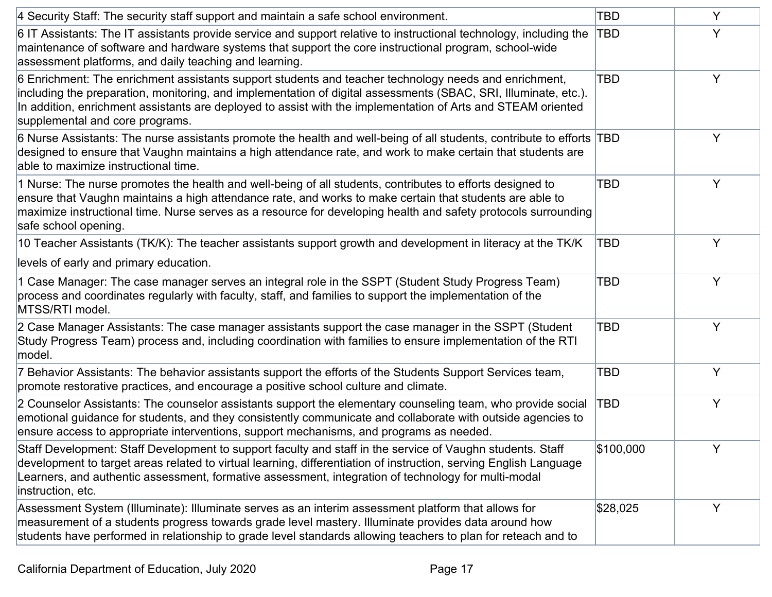| | | |
|---|---|---|
| 4 Security Staff: The security staff support and maintain a safe school environment. | TBD | Y |
| 6 IT Assistants: The IT assistants provide service and support relative to instructional technology, including the maintenance of software and hardware systems that support the core instructional program, school-wide assessment platforms, and daily teaching and learning. | TBD | Y |
| 6 Enrichment: The enrichment assistants support students and teacher technology needs and enrichment, including the preparation, monitoring, and implementation of digital assessments (SBAC, SRI, Illuminate, etc.). In addition, enrichment assistants are deployed to assist with the implementation of Arts and STEAM oriented supplemental and core programs. | TBD | Y |
| 6 Nurse Assistants: The nurse assistants promote the health and well-being of all students, contribute to efforts designed to ensure that Vaughn maintains a high attendance rate, and work to make certain that students are able to maximize instructional time. | TBD | Y |
| 1 Nurse: The nurse promotes the health and well-being of all students, contributes to efforts designed to ensure that Vaughn maintains a high attendance rate, and works to make certain that students are able to maximize instructional time. Nurse serves as a resource for developing health and safety protocols surrounding safe school opening. | TBD | Y |
| 10 Teacher Assistants (TK/K): The teacher assistants support growth and development in literacy at the TK/K levels of early and primary education. | TBD | Y |
| 1 Case Manager: The case manager serves an integral role in the SSPT (Student Study Progress Team) process and coordinates regularly with faculty, staff, and families to support the implementation of the MTSS/RTI model. | TBD | Y |
| 2 Case Manager Assistants: The case manager assistants support the case manager in the SSPT (Student Study Progress Team) process and, including coordination with families to ensure implementation of the RTI model. | TBD | Y |
| 7 Behavior Assistants: The behavior assistants support the efforts of the Students Support Services team, promote restorative practices, and encourage a positive school culture and climate. | TBD | Y |
| 2 Counselor Assistants: The counselor assistants support the elementary counseling team, who provide social emotional guidance for students, and they consistently communicate and collaborate with outside agencies to ensure access to appropriate interventions, support mechanisms, and programs as needed. | TBD | Y |
| Staff Development: Staff Development to support faculty and staff in the service of Vaughn students. Staff development to target areas related to virtual learning, differentiation of instruction, serving English Language Learners, and authentic assessment, formative assessment, integration of technology for multi-modal instruction, etc. | $100,000 | Y |
| Assessment System (Illuminate): Illuminate serves as an interim assessment platform that allows for measurement of a students progress towards grade level mastery. Illuminate provides data around how students have performed in relationship to grade level standards allowing teachers to plan for reteach and to | $28,025 | Y |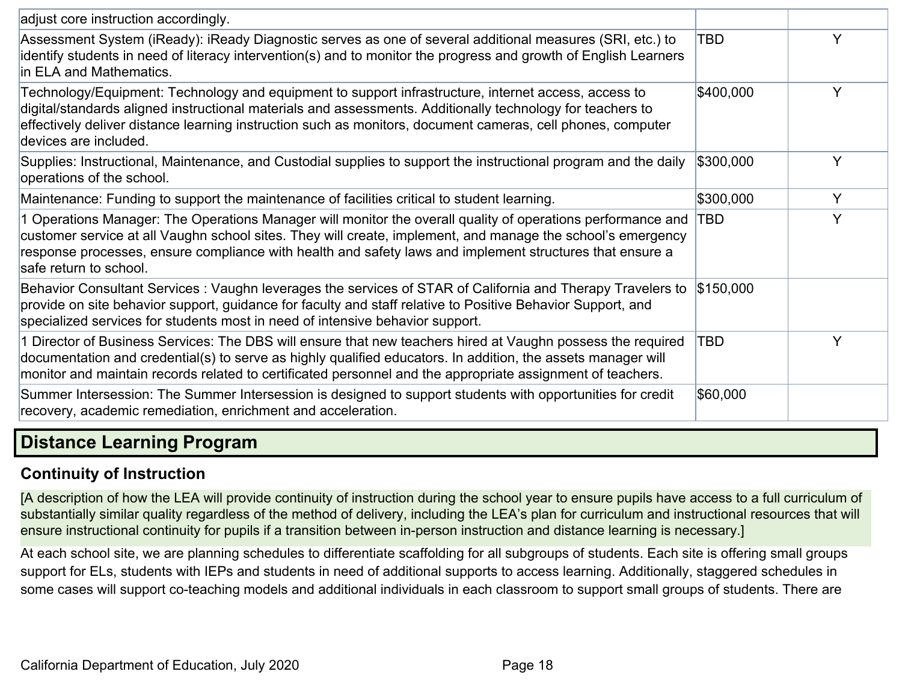| | | |
|---|---|---|
| adjust core instruction accordingly. | | |
| Assessment System (iReady): iReady Diagnostic serves as one of several additional measures (SRI, etc.) to identify students in need of literacy intervention(s) and to monitor the progress and growth of English Learners in ELA and Mathematics. | TBD | Y |
| Technology/Equipment: Technology and equipment to support infrastructure, internet access, access to digital/standards aligned instructional materials and assessments. Additionally technology for teachers to effectively deliver distance learning instruction such as monitors, document cameras, cell phones, computer devices are included. | $400,000 | Y |
| Supplies: Instructional, Maintenance, and Custodial supplies to support the instructional program and the daily operations of the school. | $300,000 | Y |
| Maintenance: Funding to support the maintenance of facilities critical to student learning. | $300,000 | Y |
| 1 Operations Manager: The Operations Manager will monitor the overall quality of operations performance and customer service at all Vaughn school sites. They will create, implement, and manage the school's emergency response processes, ensure compliance with health and safety laws and implement structures that ensure a safe return to school. | TBD | Y |
| Behavior Consultant Services : Vaughn leverages the services of STAR of California and Therapy Travelers to provide on site behavior support, guidance for faculty and staff relative to Positive Behavior Support, and specialized services for students most in need of intensive behavior support. | $150,000 | |
| 1 Director of Business Services: The DBS will ensure that new teachers hired at Vaughn possess the required documentation and credential(s) to serve as highly qualified educators. In addition, the assets manager will monitor and maintain records related to certificated personnel and the appropriate assignment of teachers. | TBD | Y |
| Summer Intersession: The Summer Intersession is designed to support students with opportunities for credit recovery, academic remediation, enrichment and acceleration. | $60,000 | |

## Distance Learning Program

### Continuity of Instruction

[A description of how the LEA will provide continuity of instruction during the school year to ensure pupils have access to a full curriculum of substantially similar quality regardless of the method of delivery, including the LEA's plan for curriculum and instructional resources that will ensure instructional continuity for pupils if a transition between in-person instruction and distance learning is necessary.]

At each school site, we are planning schedules to differentiate scaffolding for all subgroups of students. Each site is offering small groups support for ELs, students with IEPs and students in need of additional supports to access learning. Additionally, staggered schedules in some cases will support co-teaching models and additional individuals in each classroom to support small groups of students. There are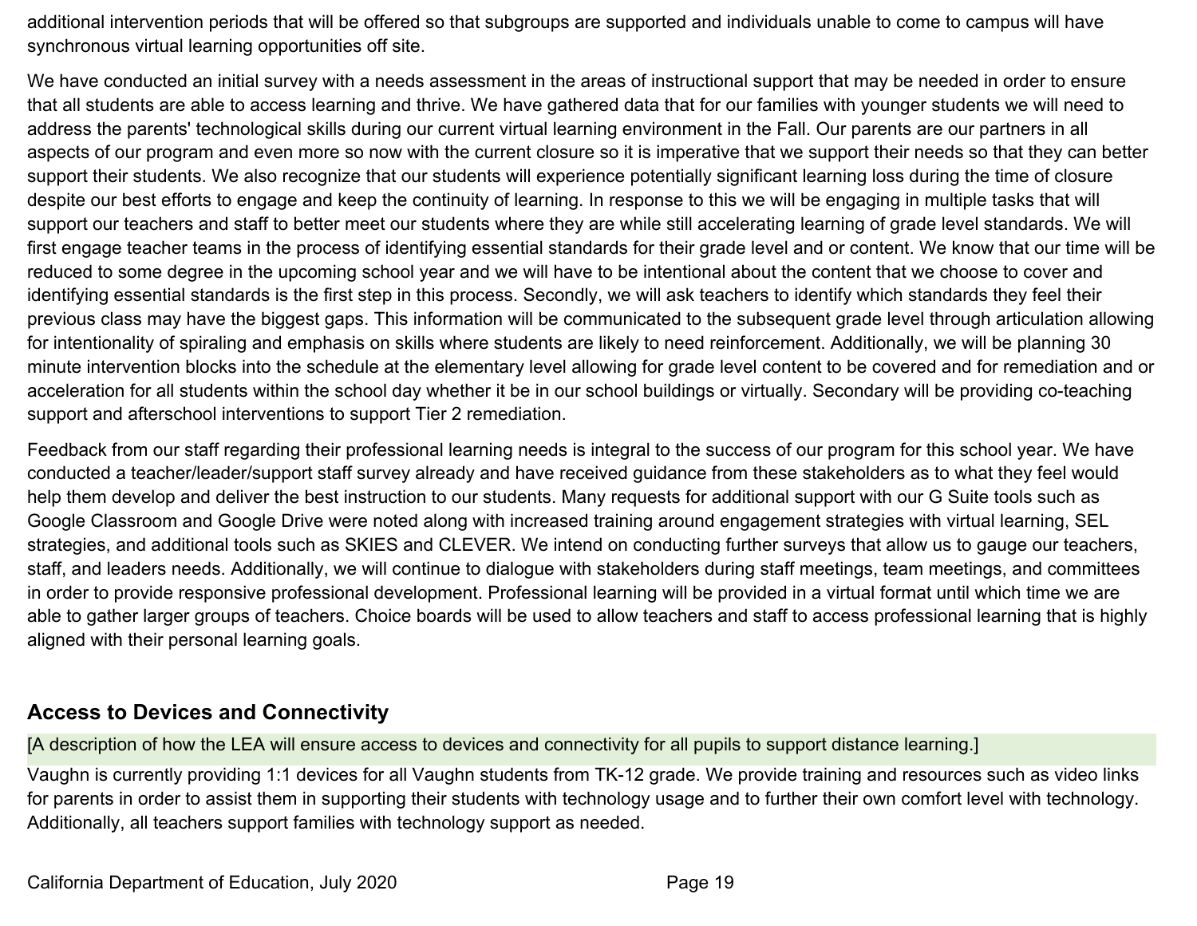additional intervention periods that will be offered so that subgroups are supported and individuals unable to come to campus will have synchronous virtual learning opportunities off site.

We have conducted an initial survey with a needs assessment in the areas of instructional support that may be needed in order to ensure that all students are able to access learning and thrive. We have gathered data that for our families with younger students we will need to address the parents' technological skills during our current virtual learning environment in the Fall. Our parents are our partners in all aspects of our program and even more so now with the current closure so it is imperative that we support their needs so that they can better support their students. We also recognize that our students will experience potentially significant learning loss during the time of closure despite our best efforts to engage and keep the continuity of learning. In response to this we will be engaging in multiple tasks that will support our teachers and staff to better meet our students where they are while still accelerating learning of grade level standards. We will first engage teacher teams in the process of identifying essential standards for their grade level and or content. We know that our time will be reduced to some degree in the upcoming school year and we will have to be intentional about the content that we choose to cover and identifying essential standards is the first step in this process. Secondly, we will ask teachers to identify which standards they feel their previous class may have the biggest gaps. This information will be communicated to the subsequent grade level through articulation allowing for intentionality of spiraling and emphasis on skills where students are likely to need reinforcement. Additionally, we will be planning 30 minute intervention blocks into the schedule at the elementary level allowing for grade level content to be covered and for remediation and or acceleration for all students within the school day whether it be in our school buildings or virtually. Secondary will be providing co-teaching support and afterschool interventions to support Tier 2 remediation.

Feedback from our staff regarding their professional learning needs is integral to the success of our program for this school year. We have conducted a teacher/leader/support staff survey already and have received guidance from these stakeholders as to what they feel would help them develop and deliver the best instruction to our students. Many requests for additional support with our G Suite tools such as Google Classroom and Google Drive were noted along with increased training around engagement strategies with virtual learning, SEL strategies, and additional tools such as SKIES and CLEVER. We intend on conducting further surveys that allow us to gauge our teachers, staff, and leaders needs. Additionally, we will continue to dialogue with stakeholders during staff meetings, team meetings, and committees in order to provide responsive professional development. Professional learning will be provided in a virtual format until which time we are able to gather larger groups of teachers. Choice boards will be used to allow teachers and staff to access professional learning that is highly aligned with their personal learning goals.

## Access to Devices and Connectivity

[A description of how the LEA will ensure access to devices and connectivity for all pupils to support distance learning.]

Vaughn is currently providing 1:1 devices for all Vaughn students from TK-12 grade. We provide training and resources such as video links for parents in order to assist them in supporting their students with technology usage and to further their own comfort level with technology. Additionally, all teachers support families with technology support as needed.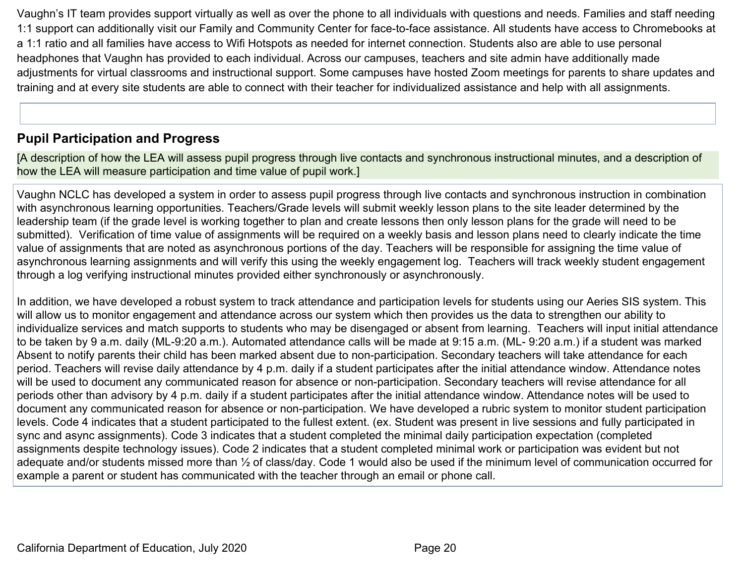Vaughn's IT team provides support virtually as well as over the phone to all individuals with questions and needs. Families and staff needing 1:1 support can additionally visit our Family and Community Center for face-to-face assistance. All students have access to Chromebooks at a 1:1 ratio and all families have access to Wifi Hotspots as needed for internet connection. Students also are able to use personal headphones that Vaughn has provided to each individual. Across our campuses, teachers and site admin have additionally made adjustments for virtual classrooms and instructional support. Some campuses have hosted Zoom meetings for parents to share updates and training and at every site students are able to connect with their teacher for individualized assistance and help with all assignments.

## Pupil Participation and Progress

[A description of how the LEA will assess pupil progress through live contacts and synchronous instructional minutes, and a description of how the LEA will measure participation and time value of pupil work.]

Vaughn NCLC has developed a system in order to assess pupil progress through live contacts and synchronous instruction in combination with asynchronous learning opportunities. Teachers/Grade levels will submit weekly lesson plans to the site leader determined by the leadership team (if the grade level is working together to plan and create lessons then only lesson plans for the grade will need to be submitted). Verification of time value of assignments will be required on a weekly basis and lesson plans need to clearly indicate the time value of assignments that are noted as asynchronous portions of the day. Teachers will be responsible for assigning the time value of asynchronous learning assignments and will verify this using the weekly engagement log. Teachers will track weekly student engagement through a log verifying instructional minutes provided either synchronously or asynchronously.

In addition, we have developed a robust system to track attendance and participation levels for students using our Aeries SIS system. This will allow us to monitor engagement and attendance across our system which then provides us the data to strengthen our ability to individualize services and match supports to students who may be disengaged or absent from learning. Teachers will input initial attendance to be taken by 9 a.m. daily (ML-9:20 a.m.). Automated attendance calls will be made at 9:15 a.m. (ML- 9:20 a.m.) if a student was marked Absent to notify parents their child has been marked absent due to non-participation. Secondary teachers will take attendance for each period. Teachers will revise daily attendance by 4 p.m. daily if a student participates after the initial attendance window. Attendance notes will be used to document any communicated reason for absence or non-participation. Secondary teachers will revise attendance for all periods other than advisory by 4 p.m. daily if a student participates after the initial attendance window. Attendance notes will be used to document any communicated reason for absence or non-participation. We have developed a rubric system to monitor student participation levels. Code 4 indicates that a student participated to the fullest extent. (ex. Student was present in live sessions and fully participated in sync and async assignments). Code 3 indicates that a student completed the minimal daily participation expectation (completed assignments despite technology issues). Code 2 indicates that a student completed minimal work or participation was evident but not adequate and/or students missed more than ½ of class/day. Code 1 would also be used if the minimum level of communication occurred for example a parent or student has communicated with the teacher through an email or phone call.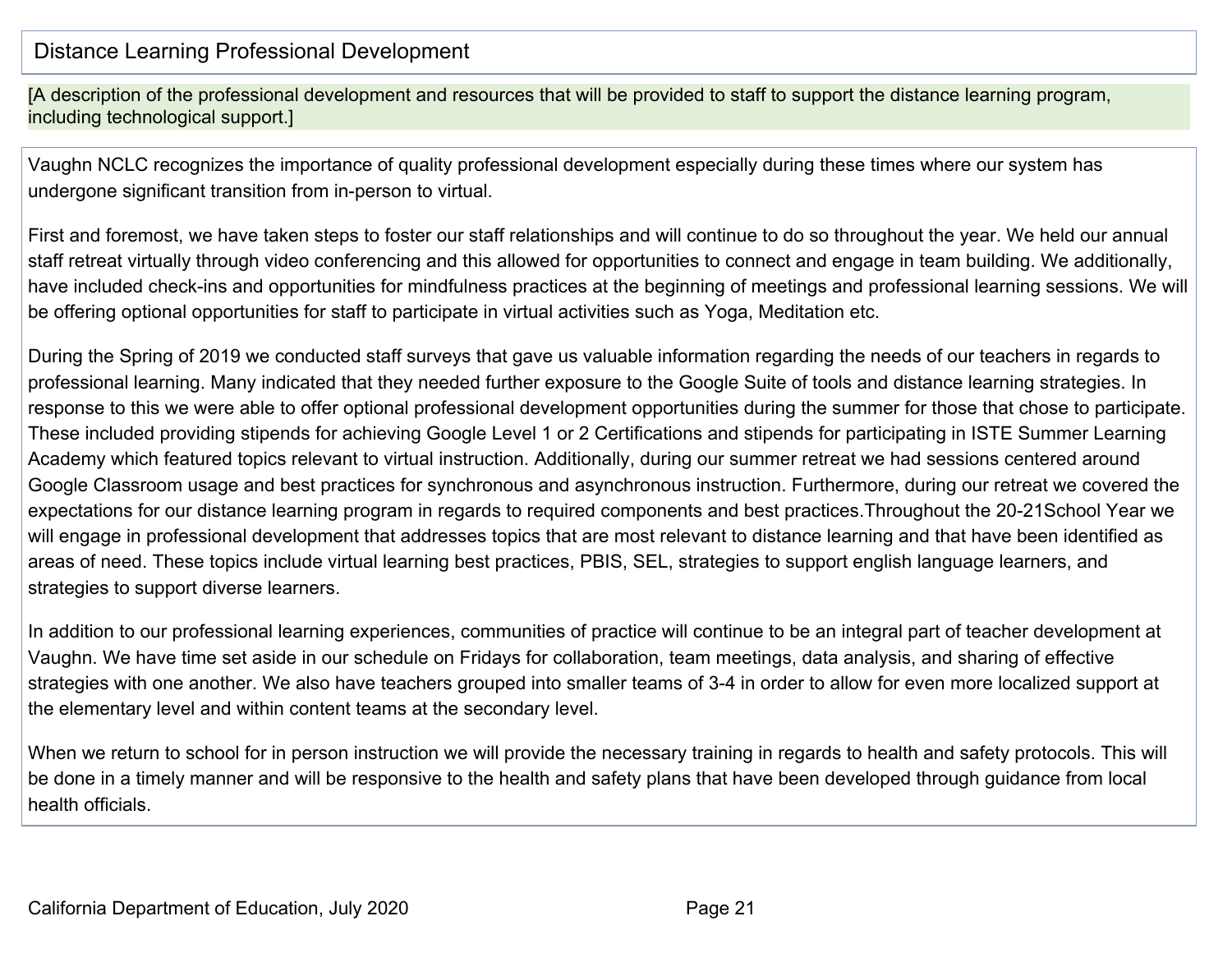## Distance Learning Professional Development

[A description of the professional development and resources that will be provided to staff to support the distance learning program, including technological support.]

Vaughn NCLC recognizes the importance of quality professional development especially during these times where our system has undergone significant transition from in-person to virtual.

First and foremost, we have taken steps to foster our staff relationships and will continue to do so throughout the year. We held our annual staff retreat virtually through video conferencing and this allowed for opportunities to connect and engage in team building. We additionally, have included check-ins and opportunities for mindfulness practices at the beginning of meetings and professional learning sessions. We will be offering optional opportunities for staff to participate in virtual activities such as Yoga, Meditation etc.

During the Spring of 2019 we conducted staff surveys that gave us valuable information regarding the needs of our teachers in regards to professional learning. Many indicated that they needed further exposure to the Google Suite of tools and distance learning strategies. In response to this we were able to offer optional professional development opportunities during the summer for those that chose to participate. These included providing stipends for achieving Google Level 1 or 2 Certifications and stipends for participating in ISTE Summer Learning Academy which featured topics relevant to virtual instruction. Additionally, during our summer retreat we had sessions centered around Google Classroom usage and best practices for synchronous and asynchronous instruction. Furthermore, during our retreat we covered the expectations for our distance learning program in regards to required components and best practices.Throughout the 20-21School Year we will engage in professional development that addresses topics that are most relevant to distance learning and that have been identified as areas of need. These topics include virtual learning best practices, PBIS, SEL, strategies to support english language learners, and strategies to support diverse learners.

In addition to our professional learning experiences, communities of practice will continue to be an integral part of teacher development at Vaughn. We have time set aside in our schedule on Fridays for collaboration, team meetings, data analysis, and sharing of effective strategies with one another. We also have teachers grouped into smaller teams of 3-4 in order to allow for even more localized support at the elementary level and within content teams at the secondary level.

When we return to school for in person instruction we will provide the necessary training in regards to health and safety protocols. This will be done in a timely manner and will be responsive to the health and safety plans that have been developed through guidance from local health officials.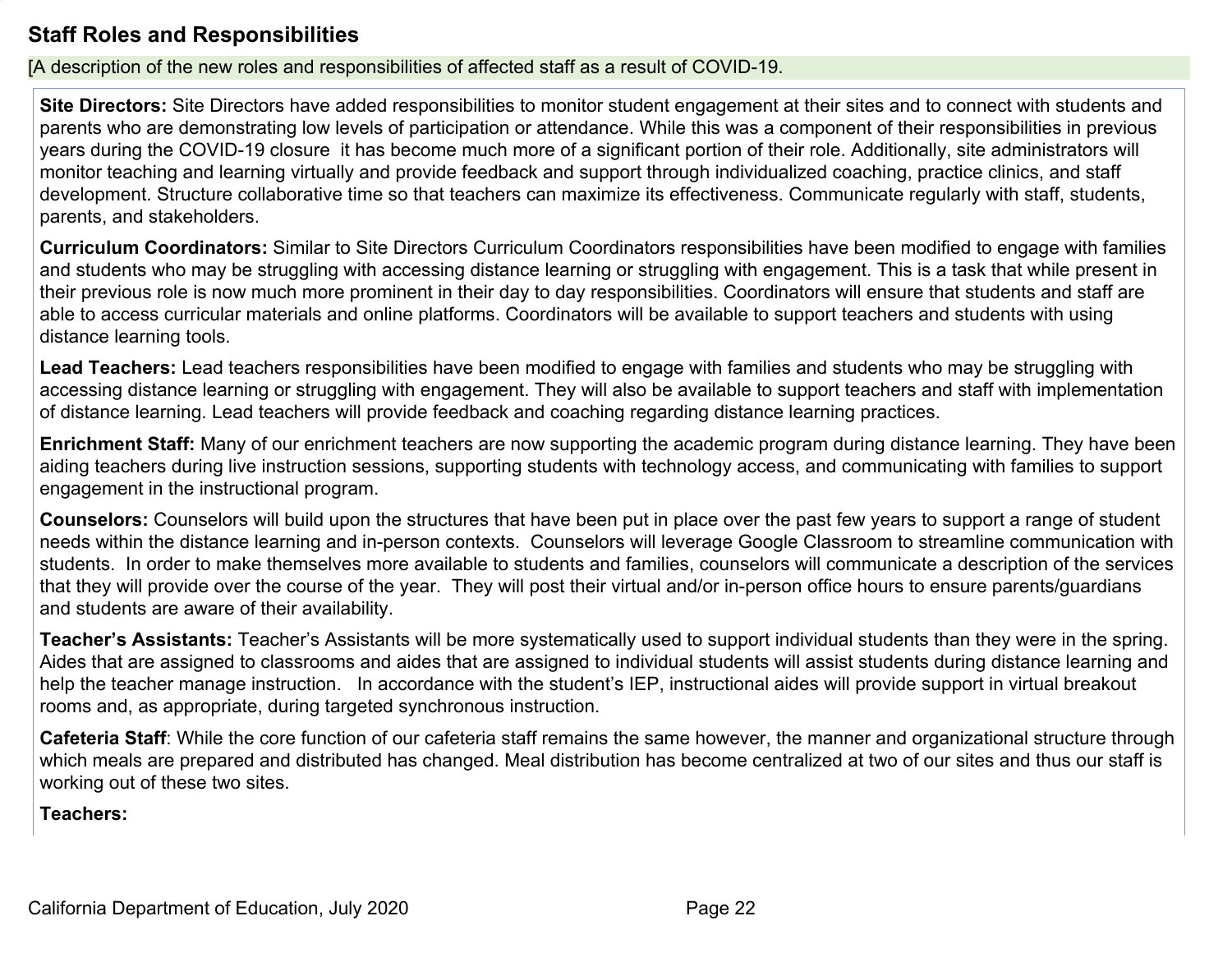## Staff Roles and Responsibilities

[A description of the new roles and responsibilities of affected staff as a result of COVID-19.

**Site Directors:** Site Directors have added responsibilities to monitor student engagement at their sites and to connect with students and parents who are demonstrating low levels of participation or attendance. While this was a component of their responsibilities in previous years during the COVID-19 closure  it has become much more of a significant portion of their role. Additionally, site administrators will monitor teaching and learning virtually and provide feedback and support through individualized coaching, practice clinics, and staff development. Structure collaborative time so that teachers can maximize its effectiveness. Communicate regularly with staff, students, parents, and stakeholders.

**Curriculum Coordinators:** Similar to Site Directors Curriculum Coordinators responsibilities have been modified to engage with families and students who may be struggling with accessing distance learning or struggling with engagement. This is a task that while present in their previous role is now much more prominent in their day to day responsibilities. Coordinators will ensure that students and staff are able to access curricular materials and online platforms. Coordinators will be available to support teachers and students with using distance learning tools.

**Lead Teachers:** Lead teachers responsibilities have been modified to engage with families and students who may be struggling with accessing distance learning or struggling with engagement. They will also be available to support teachers and staff with implementation of distance learning. Lead teachers will provide feedback and coaching regarding distance learning practices.

**Enrichment Staff:** Many of our enrichment teachers are now supporting the academic program during distance learning. They have been aiding teachers during live instruction sessions, supporting students with technology access, and communicating with families to support engagement in the instructional program.

**Counselors:** Counselors will build upon the structures that have been put in place over the past few years to support a range of student needs within the distance learning and in-person contexts.  Counselors will leverage Google Classroom to streamline communication with students.  In order to make themselves more available to students and families, counselors will communicate a description of the services that they will provide over the course of the year.  They will post their virtual and/or in-person office hours to ensure parents/guardians and students are aware of their availability.

**Teacher's Assistants:** Teacher's Assistants will be more systematically used to support individual students than they were in the spring. Aides that are assigned to classrooms and aides that are assigned to individual students will assist students during distance learning and help the teacher manage instruction.   In accordance with the student's IEP, instructional aides will provide support in virtual breakout rooms and, as appropriate, during targeted synchronous instruction.

**Cafeteria Staff**: While the core function of our cafeteria staff remains the same however, the manner and organizational structure through which meals are prepared and distributed has changed. Meal distribution has become centralized at two of our sites and thus our staff is working out of these two sites.

**Teachers:**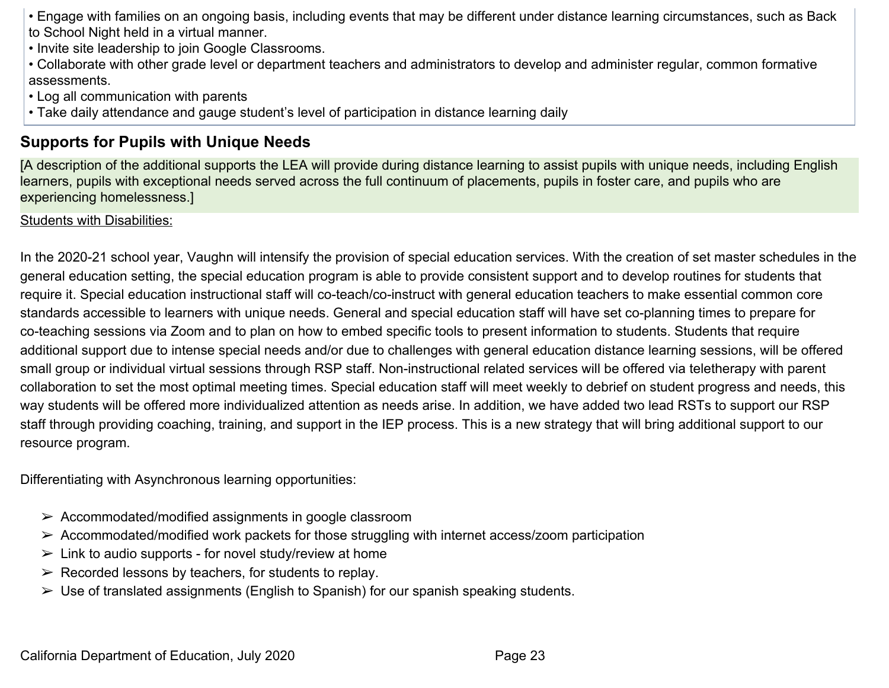- Engage with families on an ongoing basis, including events that may be different under distance learning circumstances, such as Back to School Night held in a virtual manner.
- Invite site leadership to join Google Classrooms.
- Collaborate with other grade level or department teachers and administrators to develop and administer regular, common formative assessments.
- Log all communication with parents
- Take daily attendance and gauge student's level of participation in distance learning daily

## Supports for Pupils with Unique Needs

[A description of the additional supports the LEA will provide during distance learning to assist pupils with unique needs, including English learners, pupils with exceptional needs served across the full continuum of placements, pupils in foster care, and pupils who are experiencing homelessness.]

<u>Students with Disabilities:</u>

In the 2020-21 school year, Vaughn will intensify the provision of special education services. With the creation of set master schedules in the general education setting, the special education program is able to provide consistent support and to develop routines for students that require it. Special education instructional staff will co-teach/co-instruct with general education teachers to make essential common core standards accessible to learners with unique needs. General and special education staff will have set co-planning times to prepare for co-teaching sessions via Zoom and to plan on how to embed specific tools to present information to students. Students that require additional support due to intense special needs and/or due to challenges with general education distance learning sessions, will be offered small group or individual virtual sessions through RSP staff. Non-instructional related services will be offered via teletherapy with parent collaboration to set the most optimal meeting times. Special education staff will meet weekly to debrief on student progress and needs, this way students will be offered more individualized attention as needs arise. In addition, we have added two lead RSTs to support our RSP staff through providing coaching, training, and support in the IEP process. This is a new strategy that will bring additional support to our resource program.

Differentiating with Asynchronous learning opportunities:

- ➢ Accommodated/modified assignments in google classroom
- ➢ Accommodated/modified work packets for those struggling with internet access/zoom participation
- ➢ Link to audio supports - for novel study/review at home
- ➢ Recorded lessons by teachers, for students to replay.
- ➢ Use of translated assignments (English to Spanish) for our spanish speaking students.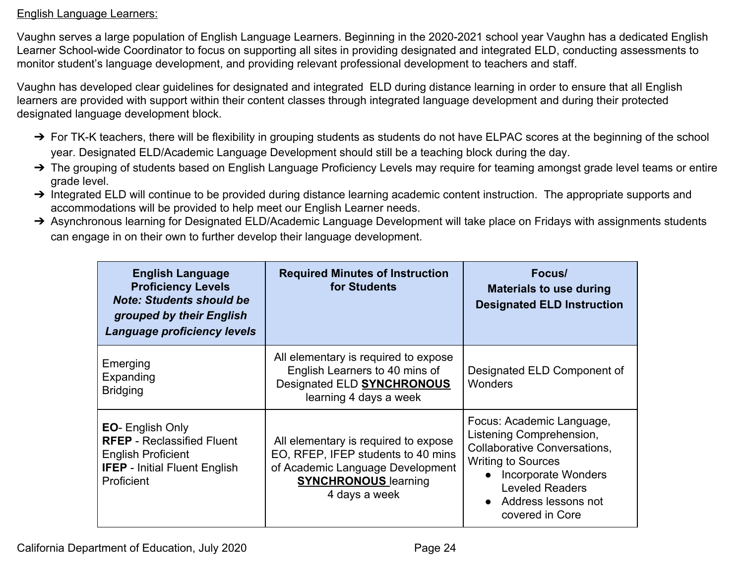<u>English Language Learners:</u>

Vaughn serves a large population of English Language Learners. Beginning in the 2020-2021 school year Vaughn has a dedicated English Learner School-wide Coordinator to focus on supporting all sites in providing designated and integrated ELD, conducting assessments to monitor student's language development, and providing relevant professional development to teachers and staff.

Vaughn has developed clear guidelines for designated and integrated ELD during distance learning in order to ensure that all English learners are provided with support within their content classes through integrated language development and during their protected designated language development block.

- For TK-K teachers, there will be flexibility in grouping students as students do not have ELPAC scores at the beginning of the school year. Designated ELD/Academic Language Development should still be a teaching block during the day.
- The grouping of students based on English Language Proficiency Levels may require for teaming amongst grade level teams or entire grade level.
- Integrated ELD will continue to be provided during distance learning academic content instruction. The appropriate supports and accommodations will be provided to help meet our English Learner needs.
- Asynchronous learning for Designated ELD/Academic Language Development will take place on Fridays with assignments students can engage in on their own to further develop their language development.

| **English Language Proficiency Levels** ***Note: Students should be grouped by their English Language proficiency levels*** | **Required Minutes of Instruction for Students** | **Focus/ Materials to use during Designated ELD Instruction** |
|---|---|---|
| Emerging<br>Expanding<br>Bridging | All elementary is required to expose English Learners to 40 mins of Designated ELD <u>**SYNCHRONOUS**</u> learning 4 days a week | Designated ELD Component of Wonders |
| **EO**- English Only<br>**RFEP** - Reclassified Fluent English Proficient<br>**IFEP** - Initial Fluent English Proficient | All elementary is required to expose EO, RFEP, IFEP students to 40 mins of Academic Language Development <u>**SYNCHRONOUS**</u> learning 4 days a week | Focus: Academic Language, Listening Comprehension, Collaborative Conversations, Writing to Sources<br>• Incorporate Wonders Leveled Readers<br>• Address lessons not covered in Core |

California Department of Education, July 2020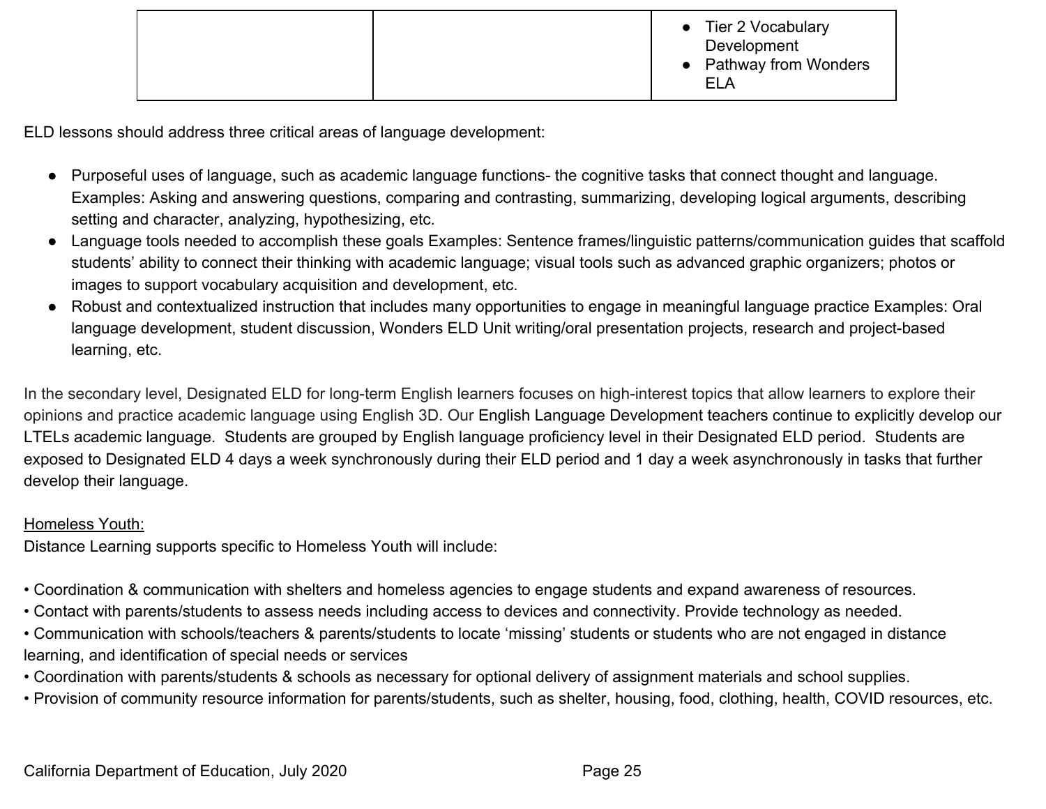|  |  | • Tier 2 Vocabulary Development<br>• Pathway from Wonders ELA |
|---|---|---|

ELD lessons should address three critical areas of language development:

- Purposeful uses of language, such as academic language functions- the cognitive tasks that connect thought and language. Examples: Asking and answering questions, comparing and contrasting, summarizing, developing logical arguments, describing setting and character, analyzing, hypothesizing, etc.
- Language tools needed to accomplish these goals Examples: Sentence frames/linguistic patterns/communication guides that scaffold students' ability to connect their thinking with academic language; visual tools such as advanced graphic organizers; photos or images to support vocabulary acquisition and development, etc.
- Robust and contextualized instruction that includes many opportunities to engage in meaningful language practice Examples: Oral language development, student discussion, Wonders ELD Unit writing/oral presentation projects, research and project-based learning, etc.

In the secondary level, Designated ELD for long-term English learners focuses on high-interest topics that allow learners to explore their opinions and practice academic language using English 3D. Our English Language Development teachers continue to explicitly develop our LTELs academic language. Students are grouped by English language proficiency level in their Designated ELD period. Students are exposed to Designated ELD 4 days a week synchronously during their ELD period and 1 day a week asynchronously in tasks that further develop their language.

Homeless Youth:

Distance Learning supports specific to Homeless Youth will include:

• Coordination & communication with shelters and homeless agencies to engage students and expand awareness of resources.
• Contact with parents/students to assess needs including access to devices and connectivity. Provide technology as needed.
• Communication with schools/teachers & parents/students to locate 'missing' students or students who are not engaged in distance learning, and identification of special needs or services
• Coordination with parents/students & schools as necessary for optional delivery of assignment materials and school supplies.
• Provision of community resource information for parents/students, such as shelter, housing, food, clothing, health, COVID resources, etc.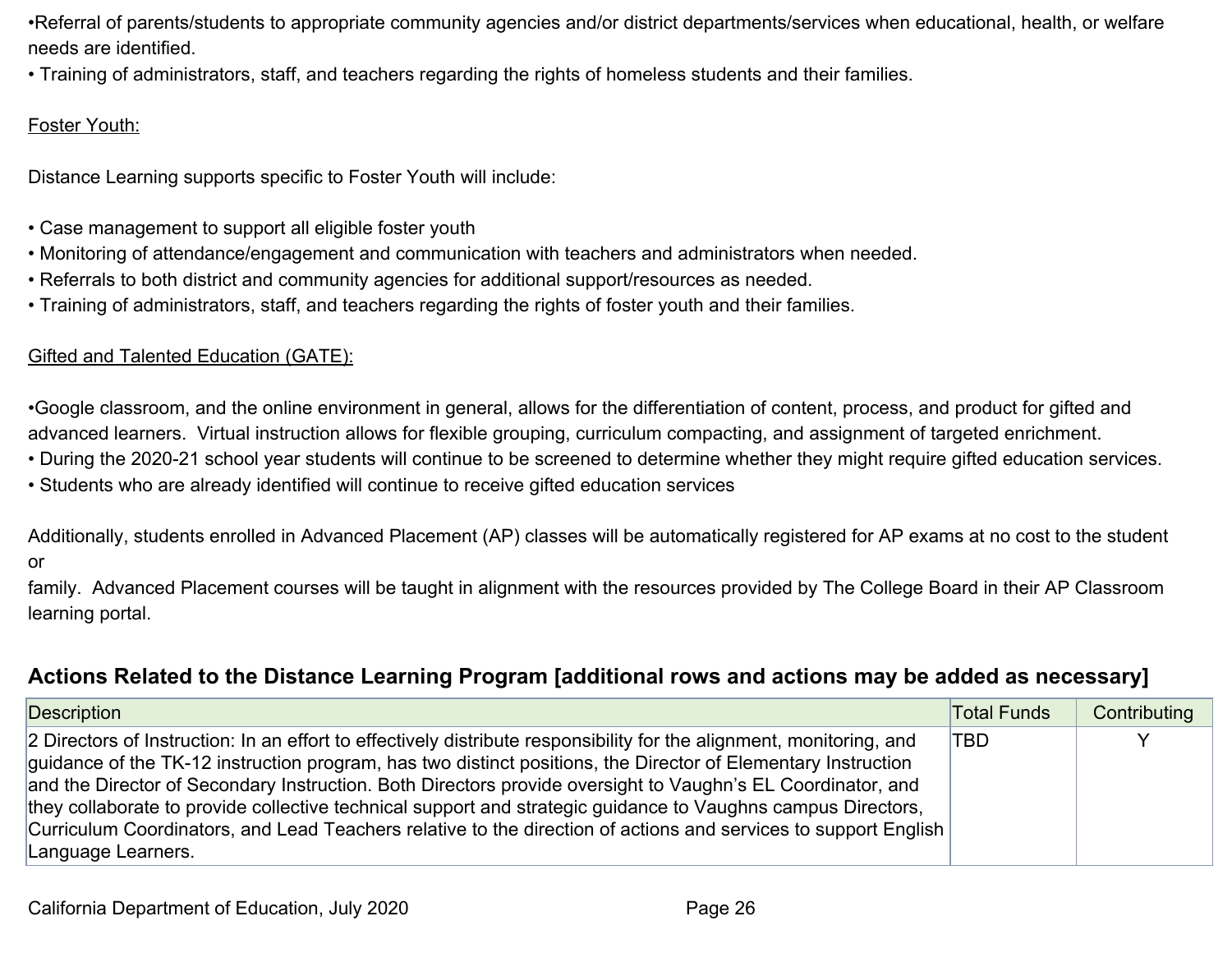- Referral of parents/students to appropriate community agencies and/or district departments/services when educational, health, or welfare needs are identified.
- Training of administrators, staff, and teachers regarding the rights of homeless students and their families.

Foster Youth:

Distance Learning supports specific to Foster Youth will include:

- Case management to support all eligible foster youth
- Monitoring of attendance/engagement and communication with teachers and administrators when needed.
- Referrals to both district and community agencies for additional support/resources as needed.
- Training of administrators, staff, and teachers regarding the rights of foster youth and their families.

Gifted and Talented Education (GATE):

- Google classroom, and the online environment in general, allows for the differentiation of content, process, and product for gifted and advanced learners. Virtual instruction allows for flexible grouping, curriculum compacting, and assignment of targeted enrichment.
- During the 2020-21 school year students will continue to be screened to determine whether they might require gifted education services.
- Students who are already identified will continue to receive gifted education services

Additionally, students enrolled in Advanced Placement (AP) classes will be automatically registered for AP exams at no cost to the student or family. Advanced Placement courses will be taught in alignment with the resources provided by The College Board in their AP Classroom learning portal.

### Actions Related to the Distance Learning Program [additional rows and actions may be added as necessary]

| Description | Total Funds | Contributing |
|---|---|---|
| 2 Directors of Instruction: In an effort to effectively distribute responsibility for the alignment, monitoring, and guidance of the TK-12 instruction program, has two distinct positions, the Director of Elementary Instruction and the Director of Secondary Instruction. Both Directors provide oversight to Vaughn's EL Coordinator, and they collaborate to provide collective technical support and strategic guidance to Vaughns campus Directors, Curriculum Coordinators, and Lead Teachers relative to the direction of actions and services to support English Language Learners. | TBD | Y |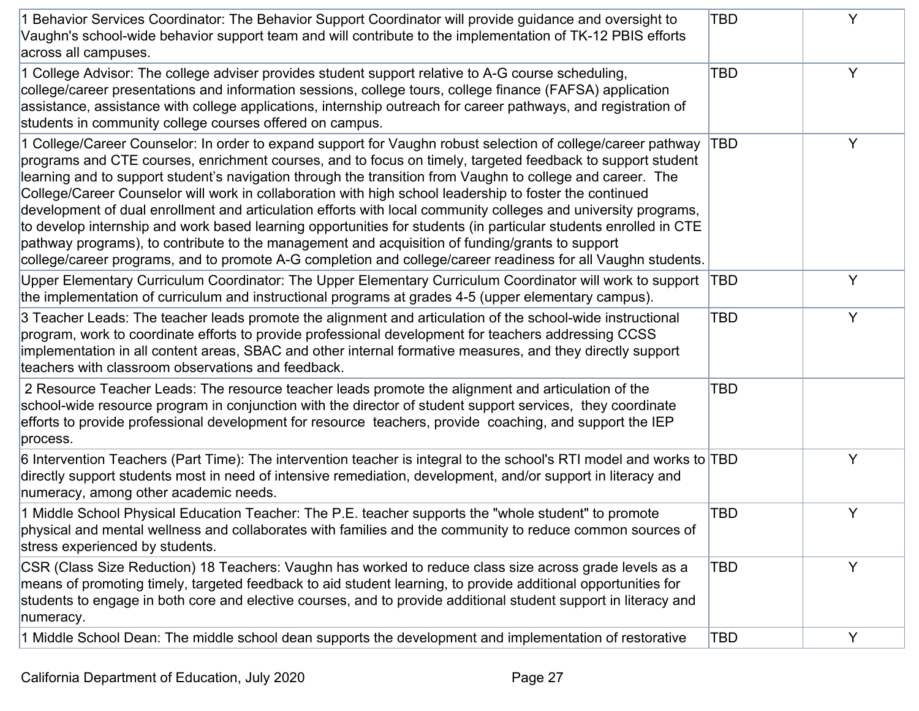| | | |
|---|---|---|
| 1 Behavior Services Coordinator: The Behavior Support Coordinator will provide guidance and oversight to Vaughn's school-wide behavior support team and will contribute to the implementation of TK-12 PBIS efforts across all campuses. | TBD | Y |
| 1 College Advisor: The college adviser provides student support relative to A-G course scheduling, college/career presentations and information sessions, college tours, college finance (FAFSA) application assistance, assistance with college applications, internship outreach for career pathways, and registration of students in community college courses offered on campus. | TBD | Y |
| 1 College/Career Counselor: In order to expand support for Vaughn robust selection of college/career pathway programs and CTE courses, enrichment courses, and to focus on timely, targeted feedback to support student learning and to support student's navigation through the transition from Vaughn to college and career. The College/Career Counselor will work in collaboration with high school leadership to foster the continued development of dual enrollment and articulation efforts with local community colleges and university programs, to develop internship and work based learning opportunities for students (in particular students enrolled in CTE pathway programs), to contribute to the management and acquisition of funding/grants to support college/career programs, and to promote A-G completion and college/career readiness for all Vaughn students. | TBD | Y |
| Upper Elementary Curriculum Coordinator: The Upper Elementary Curriculum Coordinator will work to support the implementation of curriculum and instructional programs at grades 4-5 (upper elementary campus). | TBD | Y |
| 3 Teacher Leads: The teacher leads promote the alignment and articulation of the school-wide instructional program, work to coordinate efforts to provide professional development for teachers addressing CCSS implementation in all content areas, SBAC and other internal formative measures, and they directly support teachers with classroom observations and feedback. | TBD | Y |
| 2 Resource Teacher Leads: The resource teacher leads promote the alignment and articulation of the school-wide resource program in conjunction with the director of student support services, they coordinate efforts to provide professional development for resource teachers, provide coaching, and support the IEP process. | TBD | |
| 6 Intervention Teachers (Part Time): The intervention teacher is integral to the school's RTI model and works to directly support students most in need of intensive remediation, development, and/or support in literacy and numeracy, among other academic needs. | TBD | Y |
| 1 Middle School Physical Education Teacher: The P.E. teacher supports the "whole student" to promote physical and mental wellness and collaborates with families and the community to reduce common sources of stress experienced by students. | TBD | Y |
| CSR (Class Size Reduction) 18 Teachers: Vaughn has worked to reduce class size across grade levels as a means of promoting timely, targeted feedback to aid student learning, to provide additional opportunities for students to engage in both core and elective courses, and to provide additional student support in literacy and numeracy. | TBD | Y |
| 1 Middle School Dean: The middle school dean supports the development and implementation of restorative | TBD | Y |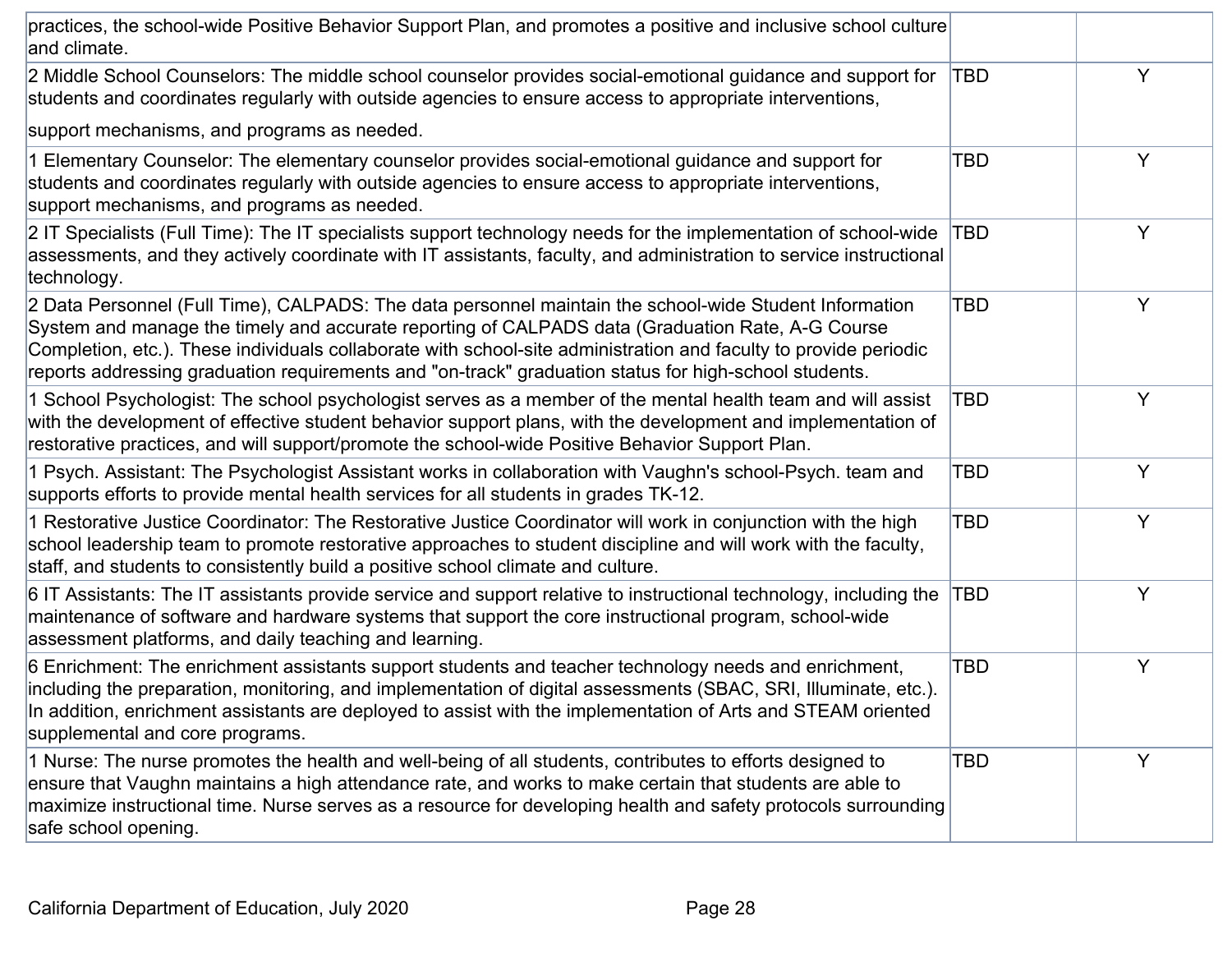| | | |
|---|---|---|
| practices, the school-wide Positive Behavior Support Plan, and promotes a positive and inclusive school culture and climate. | | |
| 2 Middle School Counselors: The middle school counselor provides social-emotional guidance and support for students and coordinates regularly with outside agencies to ensure access to appropriate interventions, support mechanisms, and programs as needed. | TBD | Y |
| 1 Elementary Counselor: The elementary counselor provides social-emotional guidance and support for students and coordinates regularly with outside agencies to ensure access to appropriate interventions, support mechanisms, and programs as needed. | TBD | Y |
| 2 IT Specialists (Full Time): The IT specialists support technology needs for the implementation of school-wide assessments, and they actively coordinate with IT assistants, faculty, and administration to service instructional technology. | TBD | Y |
| 2 Data Personnel (Full Time), CALPADS: The data personnel maintain the school-wide Student Information System and manage the timely and accurate reporting of CALPADS data (Graduation Rate, A-G Course Completion, etc.). These individuals collaborate with school-site administration and faculty to provide periodic reports addressing graduation requirements and "on-track" graduation status for high-school students. | TBD | Y |
| 1 School Psychologist: The school psychologist serves as a member of the mental health team and will assist with the development of effective student behavior support plans, with the development and implementation of restorative practices, and will support/promote the school-wide Positive Behavior Support Plan. | TBD | Y |
| 1 Psych. Assistant: The Psychologist Assistant works in collaboration with Vaughn's school-Psych. team and supports efforts to provide mental health services for all students in grades TK-12. | TBD | Y |
| 1 Restorative Justice Coordinator: The Restorative Justice Coordinator will work in conjunction with the high school leadership team to promote restorative approaches to student discipline and will work with the faculty, staff, and students to consistently build a positive school climate and culture. | TBD | Y |
| 6 IT Assistants: The IT assistants provide service and support relative to instructional technology, including the maintenance of software and hardware systems that support the core instructional program, school-wide assessment platforms, and daily teaching and learning. | TBD | Y |
| 6 Enrichment: The enrichment assistants support students and teacher technology needs and enrichment, including the preparation, monitoring, and implementation of digital assessments (SBAC, SRI, Illuminate, etc.). In addition, enrichment assistants are deployed to assist with the implementation of Arts and STEAM oriented supplemental and core programs. | TBD | Y |
| 1 Nurse: The nurse promotes the health and well-being of all students, contributes to efforts designed to ensure that Vaughn maintains a high attendance rate, and works to make certain that students are able to maximize instructional time. Nurse serves as a resource for developing health and safety protocols surrounding safe school opening. | TBD | Y |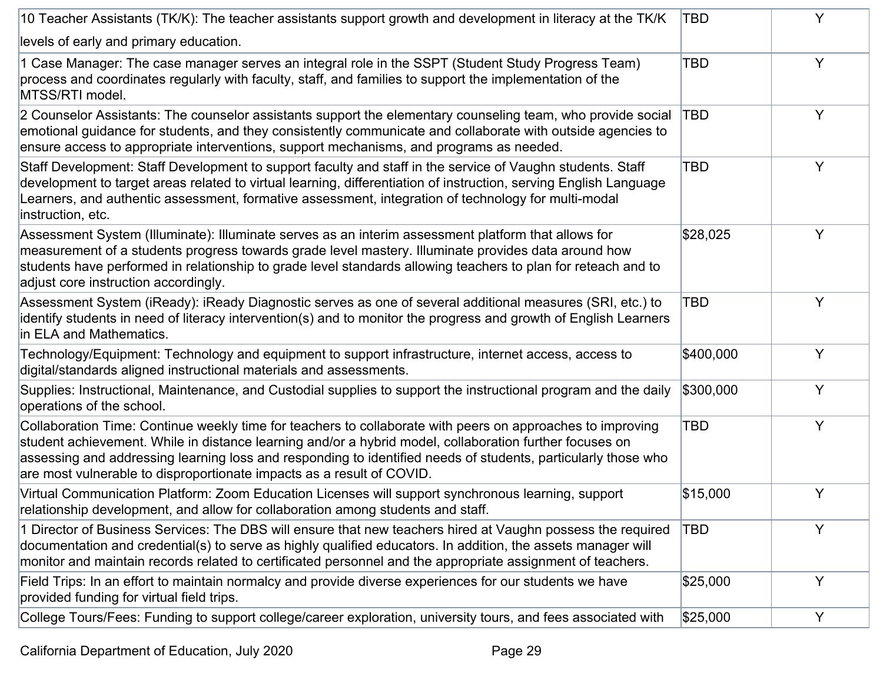| | | |
|---|---|---|
| 10 Teacher Assistants (TK/K): The teacher assistants support growth and development in literacy at the TK/K levels of early and primary education. | TBD | Y |
| 1 Case Manager: The case manager serves an integral role in the SSPT (Student Study Progress Team) process and coordinates regularly with faculty, staff, and families to support the implementation of the MTSS/RTI model. | TBD | Y |
| 2 Counselor Assistants: The counselor assistants support the elementary counseling team, who provide social emotional guidance for students, and they consistently communicate and collaborate with outside agencies to ensure access to appropriate interventions, support mechanisms, and programs as needed. | TBD | Y |
| Staff Development: Staff Development to support faculty and staff in the service of Vaughn students. Staff development to target areas related to virtual learning, differentiation of instruction, serving English Language Learners, and authentic assessment, formative assessment, integration of technology for multi-modal instruction, etc. | TBD | Y |
| Assessment System (Illuminate): Illuminate serves as an interim assessment platform that allows for measurement of a students progress towards grade level mastery. Illuminate provides data around how students have performed in relationship to grade level standards allowing teachers to plan for reteach and to adjust core instruction accordingly. | $28,025 | Y |
| Assessment System (iReady): iReady Diagnostic serves as one of several additional measures (SRI, etc.) to identify students in need of literacy intervention(s) and to monitor the progress and growth of English Learners in ELA and Mathematics. | TBD | Y |
| Technology/Equipment: Technology and equipment to support infrastructure, internet access, access to digital/standards aligned instructional materials and assessments. | $400,000 | Y |
| Supplies: Instructional, Maintenance, and Custodial supplies to support the instructional program and the daily operations of the school. | $300,000 | Y |
| Collaboration Time: Continue weekly time for teachers to collaborate with peers on approaches to improving student achievement. While in distance learning and/or a hybrid model, collaboration further focuses on assessing and addressing learning loss and responding to identified needs of students, particularly those who are most vulnerable to disproportionate impacts as a result of COVID. | TBD | Y |
| Virtual Communication Platform: Zoom Education Licenses will support synchronous learning, support relationship development, and allow for collaboration among students and staff. | $15,000 | Y |
| 1 Director of Business Services: The DBS will ensure that new teachers hired at Vaughn possess the required documentation and credential(s) to serve as highly qualified educators. In addition, the assets manager will monitor and maintain records related to certificated personnel and the appropriate assignment of teachers. | TBD | Y |
| Field Trips: In an effort to maintain normalcy and provide diverse experiences for our students we have provided funding for virtual field trips. | $25,000 | Y |
| College Tours/Fees: Funding to support college/career exploration, university tours, and fees associated with | $25,000 | Y |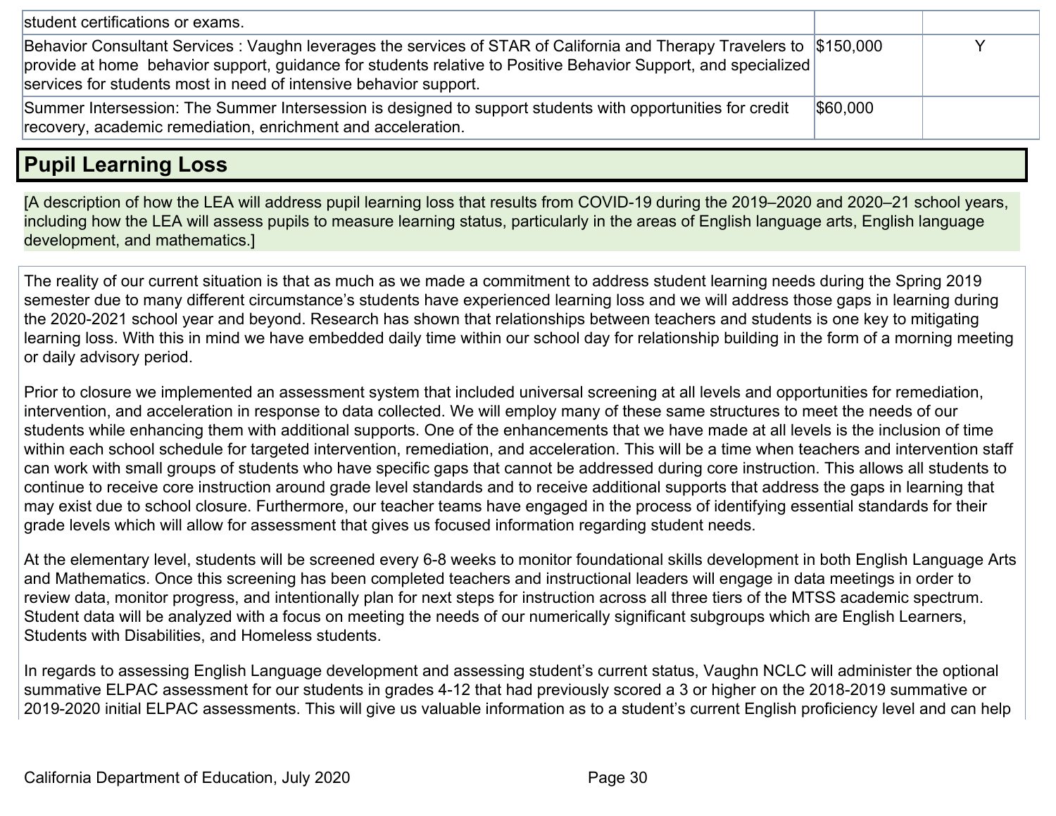| | | |
|---|---|---|
| student certifications or exams. | | |
| Behavior Consultant Services : Vaughn leverages the services of STAR of California and Therapy Travelers to provide at home behavior support, guidance for students relative to Positive Behavior Support, and specialized services for students most in need of intensive behavior support. | $150,000 | Y |
| Summer Intersession: The Summer Intersession is designed to support students with opportunities for credit recovery, academic remediation, enrichment and acceleration. | $60,000 | |

## Pupil Learning Loss

[A description of how the LEA will address pupil learning loss that results from COVID-19 during the 2019–2020 and 2020–21 school years, including how the LEA will assess pupils to measure learning status, particularly in the areas of English language arts, English language development, and mathematics.]

The reality of our current situation is that as much as we made a commitment to address student learning needs during the Spring 2019 semester due to many different circumstance's students have experienced learning loss and we will address those gaps in learning during the 2020-2021 school year and beyond. Research has shown that relationships between teachers and students is one key to mitigating learning loss. With this in mind we have embedded daily time within our school day for relationship building in the form of a morning meeting or daily advisory period.

Prior to closure we implemented an assessment system that included universal screening at all levels and opportunities for remediation, intervention, and acceleration in response to data collected. We will employ many of these same structures to meet the needs of our students while enhancing them with additional supports. One of the enhancements that we have made at all levels is the inclusion of time within each school schedule for targeted intervention, remediation, and acceleration. This will be a time when teachers and intervention staff can work with small groups of students who have specific gaps that cannot be addressed during core instruction. This allows all students to continue to receive core instruction around grade level standards and to receive additional supports that address the gaps in learning that may exist due to school closure. Furthermore, our teacher teams have engaged in the process of identifying essential standards for their grade levels which will allow for assessment that gives us focused information regarding student needs.

At the elementary level, students will be screened every 6-8 weeks to monitor foundational skills development in both English Language Arts and Mathematics. Once this screening has been completed teachers and instructional leaders will engage in data meetings in order to review data, monitor progress, and intentionally plan for next steps for instruction across all three tiers of the MTSS academic spectrum. Student data will be analyzed with a focus on meeting the needs of our numerically significant subgroups which are English Learners, Students with Disabilities, and Homeless students.

In regards to assessing English Language development and assessing student's current status, Vaughn NCLC will administer the optional summative ELPAC assessment for our students in grades 4-12 that had previously scored a 3 or higher on the 2018-2019 summative or 2019-2020 initial ELPAC assessments. This will give us valuable information as to a student's current English proficiency level and can help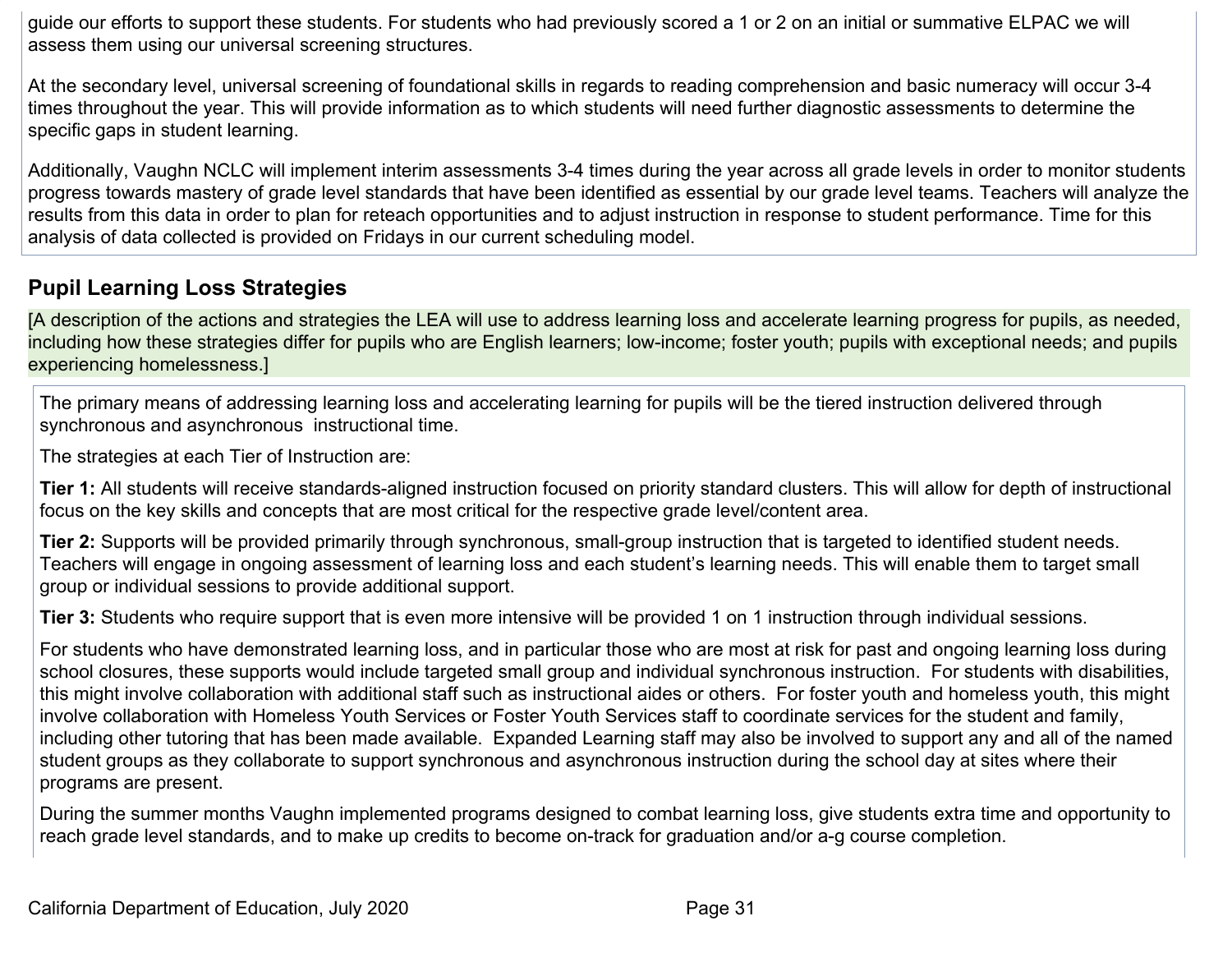guide our efforts to support these students. For students who had previously scored a 1 or 2 on an initial or summative ELPAC we will assess them using our universal screening structures.

At the secondary level, universal screening of foundational skills in regards to reading comprehension and basic numeracy will occur 3-4 times throughout the year. This will provide information as to which students will need further diagnostic assessments to determine the specific gaps in student learning.

Additionally, Vaughn NCLC will implement interim assessments 3-4 times during the year across all grade levels in order to monitor students progress towards mastery of grade level standards that have been identified as essential by our grade level teams. Teachers will analyze the results from this data in order to plan for reteach opportunities and to adjust instruction in response to student performance. Time for this analysis of data collected is provided on Fridays in our current scheduling model.

## Pupil Learning Loss Strategies

[A description of the actions and strategies the LEA will use to address learning loss and accelerate learning progress for pupils, as needed, including how these strategies differ for pupils who are English learners; low-income; foster youth; pupils with exceptional needs; and pupils experiencing homelessness.]

The primary means of addressing learning loss and accelerating learning for pupils will be the tiered instruction delivered through synchronous and asynchronous instructional time.

The strategies at each Tier of Instruction are:

**Tier 1:** All students will receive standards-aligned instruction focused on priority standard clusters. This will allow for depth of instructional focus on the key skills and concepts that are most critical for the respective grade level/content area.

**Tier 2:** Supports will be provided primarily through synchronous, small-group instruction that is targeted to identified student needs. Teachers will engage in ongoing assessment of learning loss and each student's learning needs. This will enable them to target small group or individual sessions to provide additional support.

**Tier 3:** Students who require support that is even more intensive will be provided 1 on 1 instruction through individual sessions.

For students who have demonstrated learning loss, and in particular those who are most at risk for past and ongoing learning loss during school closures, these supports would include targeted small group and individual synchronous instruction. For students with disabilities, this might involve collaboration with additional staff such as instructional aides or others. For foster youth and homeless youth, this might involve collaboration with Homeless Youth Services or Foster Youth Services staff to coordinate services for the student and family, including other tutoring that has been made available. Expanded Learning staff may also be involved to support any and all of the named student groups as they collaborate to support synchronous and asynchronous instruction during the school day at sites where their programs are present.

During the summer months Vaughn implemented programs designed to combat learning loss, give students extra time and opportunity to reach grade level standards, and to make up credits to become on-track for graduation and/or a-g course completion.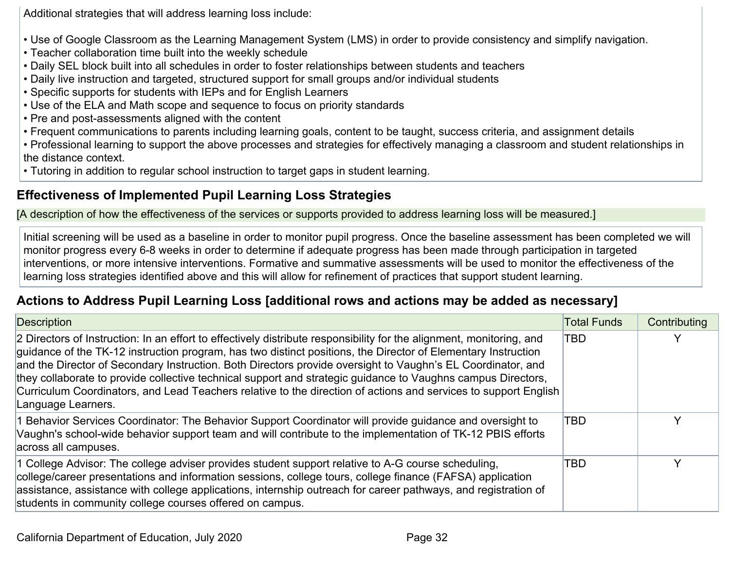Additional strategies that will address learning loss include:

• Use of Google Classroom as the Learning Management System (LMS) in order to provide consistency and simplify navigation.
• Teacher collaboration time built into the weekly schedule
• Daily SEL block built into all schedules in order to foster relationships between students and teachers
• Daily live instruction and targeted, structured support for small groups and/or individual students
• Specific supports for students with IEPs and for English Learners
• Use of the ELA and Math scope and sequence to focus on priority standards
• Pre and post-assessments aligned with the content
• Frequent communications to parents including learning goals, content to be taught, success criteria, and assignment details
• Professional learning to support the above processes and strategies for effectively managing a classroom and student relationships in the distance context.
• Tutoring in addition to regular school instruction to target gaps in student learning.

### Effectiveness of Implemented Pupil Learning Loss Strategies

[A description of how the effectiveness of the services or supports provided to address learning loss will be measured.]

Initial screening will be used as a baseline in order to monitor pupil progress. Once the baseline assessment has been completed we will monitor progress every 6-8 weeks in order to determine if adequate progress has been made through participation in targeted interventions, or more intensive interventions. Formative and summative assessments will be used to monitor the effectiveness of the learning loss strategies identified above and this will allow for refinement of practices that support student learning.

### Actions to Address Pupil Learning Loss [additional rows and actions may be added as necessary]

| Description | Total Funds | Contributing |
|---|---|---|
| 2 Directors of Instruction: In an effort to effectively distribute responsibility for the alignment, monitoring, and guidance of the TK-12 instruction program, has two distinct positions, the Director of Elementary Instruction and the Director of Secondary Instruction. Both Directors provide oversight to Vaughn's EL Coordinator, and they collaborate to provide collective technical support and strategic guidance to Vaughns campus Directors, Curriculum Coordinators, and Lead Teachers relative to the direction of actions and services to support English Language Learners. | TBD | Y |
| 1 Behavior Services Coordinator: The Behavior Support Coordinator will provide guidance and oversight to Vaughn's school-wide behavior support team and will contribute to the implementation of TK-12 PBIS efforts across all campuses. | TBD | Y |
| 1 College Advisor: The college adviser provides student support relative to A-G course scheduling, college/career presentations and information sessions, college tours, college finance (FAFSA) application assistance, assistance with college applications, internship outreach for career pathways, and registration of students in community college courses offered on campus. | TBD | Y |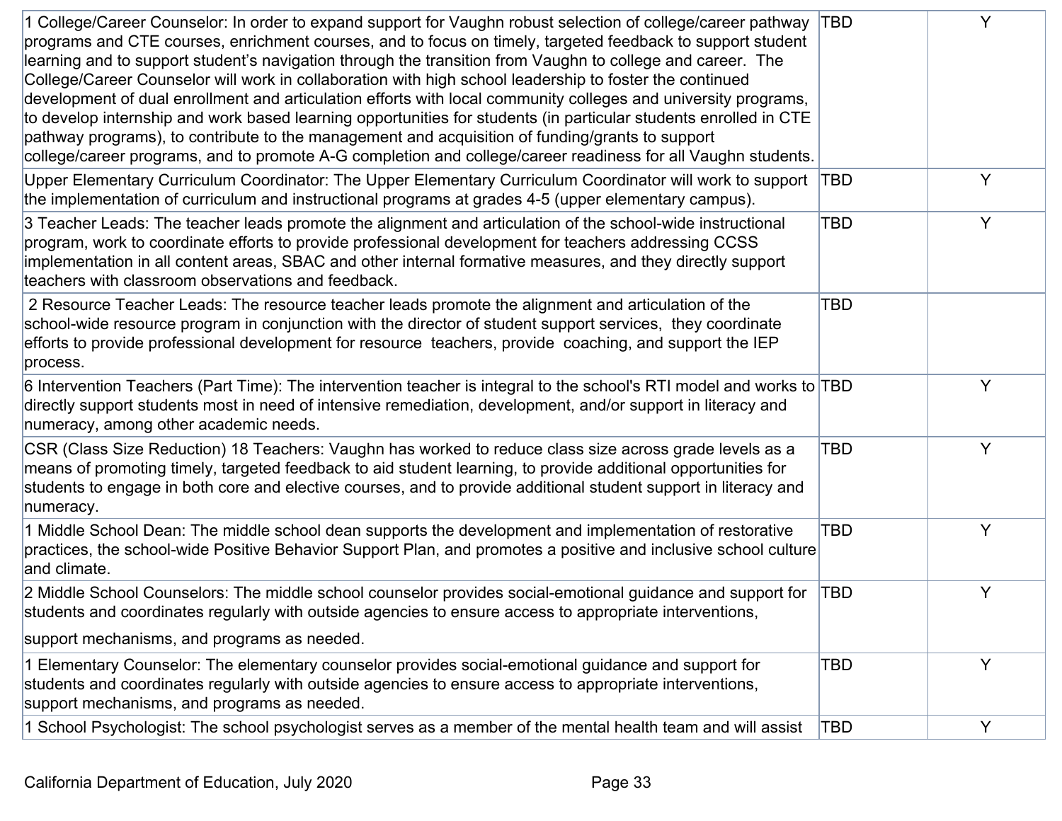| | | |
|---|---|---|
| 1 College/Career Counselor: In order to expand support for Vaughn robust selection of college/career pathway programs and CTE courses, enrichment courses, and to focus on timely, targeted feedback to support student learning and to support student's navigation through the transition from Vaughn to college and career. The College/Career Counselor will work in collaboration with high school leadership to foster the continued development of dual enrollment and articulation efforts with local community colleges and university programs, to develop internship and work based learning opportunities for students (in particular students enrolled in CTE pathway programs), to contribute to the management and acquisition of funding/grants to support college/career programs, and to promote A-G completion and college/career readiness for all Vaughn students. | TBD | Y |
| Upper Elementary Curriculum Coordinator: The Upper Elementary Curriculum Coordinator will work to support the implementation of curriculum and instructional programs at grades 4-5 (upper elementary campus). | TBD | Y |
| 3 Teacher Leads: The teacher leads promote the alignment and articulation of the school-wide instructional program, work to coordinate efforts to provide professional development for teachers addressing CCSS implementation in all content areas, SBAC and other internal formative measures, and they directly support teachers with classroom observations and feedback. | TBD | Y |
| 2 Resource Teacher Leads: The resource teacher leads promote the alignment and articulation of the school-wide resource program in conjunction with the director of student support services, they coordinate efforts to provide professional development for resource teachers, provide coaching, and support the IEP process. | TBD | |
| 6 Intervention Teachers (Part Time): The intervention teacher is integral to the school's RTI model and works to directly support students most in need of intensive remediation, development, and/or support in literacy and numeracy, among other academic needs. | TBD | Y |
| CSR (Class Size Reduction) 18 Teachers: Vaughn has worked to reduce class size across grade levels as a means of promoting timely, targeted feedback to aid student learning, to provide additional opportunities for students to engage in both core and elective courses, and to provide additional student support in literacy and numeracy. | TBD | Y |
| 1 Middle School Dean: The middle school dean supports the development and implementation of restorative practices, the school-wide Positive Behavior Support Plan, and promotes a positive and inclusive school culture and climate. | TBD | Y |
| 2 Middle School Counselors: The middle school counselor provides social-emotional guidance and support for students and coordinates regularly with outside agencies to ensure access to appropriate interventions, support mechanisms, and programs as needed. | TBD | Y |
| 1 Elementary Counselor: The elementary counselor provides social-emotional guidance and support for students and coordinates regularly with outside agencies to ensure access to appropriate interventions, support mechanisms, and programs as needed. | TBD | Y |
| 1 School Psychologist: The school psychologist serves as a member of the mental health team and will assist | TBD | Y |

California Department of Education, July 2020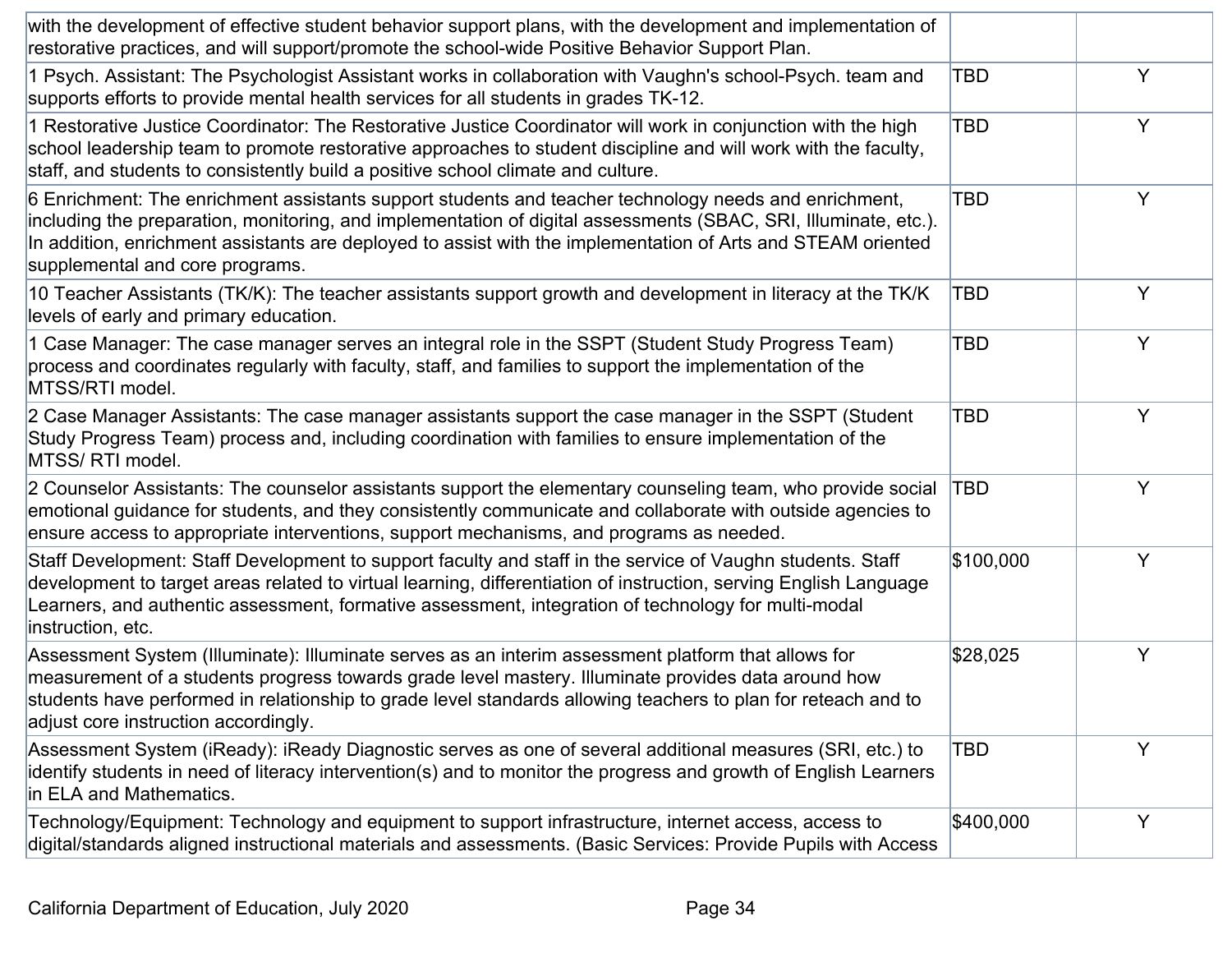| | | |
|---|---|---|
| with the development of effective student behavior support plans, with the development and implementation of restorative practices, and will support/promote the school-wide Positive Behavior Support Plan. | | |
| 1 Psych. Assistant: The Psychologist Assistant works in collaboration with Vaughn's school-Psych. team and supports efforts to provide mental health services for all students in grades TK-12. | TBD | Y |
| 1 Restorative Justice Coordinator: The Restorative Justice Coordinator will work in conjunction with the high school leadership team to promote restorative approaches to student discipline and will work with the faculty, staff, and students to consistently build a positive school climate and culture. | TBD | Y |
| 6 Enrichment: The enrichment assistants support students and teacher technology needs and enrichment, including the preparation, monitoring, and implementation of digital assessments (SBAC, SRI, Illuminate, etc.). In addition, enrichment assistants are deployed to assist with the implementation of Arts and STEAM oriented supplemental and core programs. | TBD | Y |
| 10 Teacher Assistants (TK/K): The teacher assistants support growth and development in literacy at the TK/K levels of early and primary education. | TBD | Y |
| 1 Case Manager: The case manager serves an integral role in the SSPT (Student Study Progress Team) process and coordinates regularly with faculty, staff, and families to support the implementation of the MTSS/RTI model. | TBD | Y |
| 2 Case Manager Assistants: The case manager assistants support the case manager in the SSPT (Student Study Progress Team) process and, including coordination with families to ensure implementation of the MTSS/ RTI model. | TBD | Y |
| 2 Counselor Assistants: The counselor assistants support the elementary counseling team, who provide social emotional guidance for students, and they consistently communicate and collaborate with outside agencies to ensure access to appropriate interventions, support mechanisms, and programs as needed. | TBD | Y |
| Staff Development: Staff Development to support faculty and staff in the service of Vaughn students. Staff development to target areas related to virtual learning, differentiation of instruction, serving English Language Learners, and authentic assessment, formative assessment, integration of technology for multi-modal instruction, etc. | $100,000 | Y |
| Assessment System (Illuminate): Illuminate serves as an interim assessment platform that allows for measurement of a students progress towards grade level mastery. Illuminate provides data around how students have performed in relationship to grade level standards allowing teachers to plan for reteach and to adjust core instruction accordingly. | $28,025 | Y |
| Assessment System (iReady): iReady Diagnostic serves as one of several additional measures (SRI, etc.) to identify students in need of literacy intervention(s) and to monitor the progress and growth of English Learners in ELA and Mathematics. | TBD | Y |
| Technology/Equipment: Technology and equipment to support infrastructure, internet access, access to digital/standards aligned instructional materials and assessments. (Basic Services: Provide Pupils with Access | $400,000 | Y |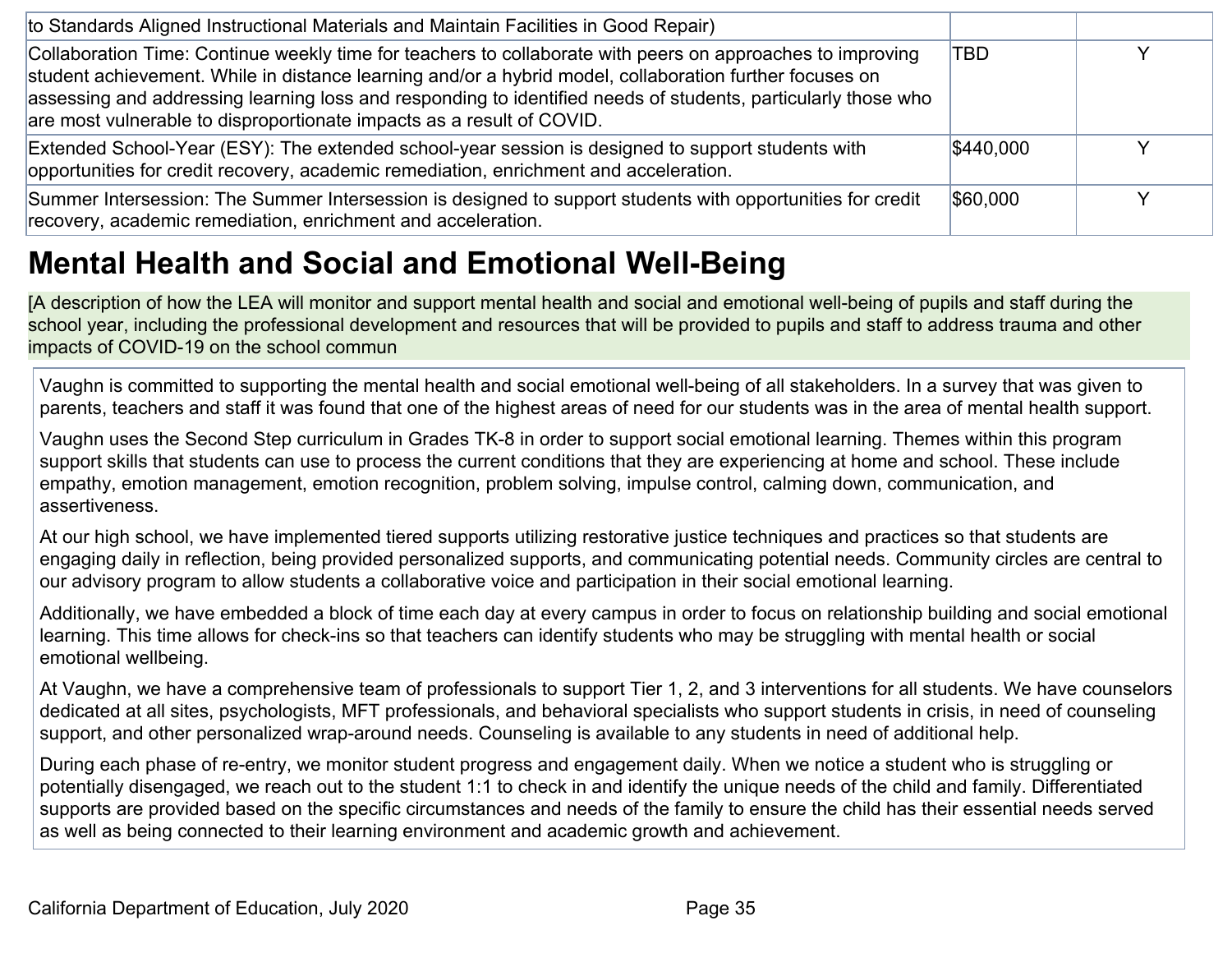| | | |
|---|---|---|
| to Standards Aligned Instructional Materials and Maintain Facilities in Good Repair) | | |
| Collaboration Time: Continue weekly time for teachers to collaborate with peers on approaches to improving student achievement. While in distance learning and/or a hybrid model, collaboration further focuses on assessing and addressing learning loss and responding to identified needs of students, particularly those who are most vulnerable to disproportionate impacts as a result of COVID. | TBD | Y |
| Extended School-Year (ESY): The extended school-year session is designed to support students with opportunities for credit recovery, academic remediation, enrichment and acceleration. | $440,000 | Y |
| Summer Intersession: The Summer Intersession is designed to support students with opportunities for credit recovery, academic remediation, enrichment and acceleration. | $60,000 | Y |

## Mental Health and Social and Emotional Well-Being

[A description of how the LEA will monitor and support mental health and social and emotional well-being of pupils and staff during the school year, including the professional development and resources that will be provided to pupils and staff to address trauma and other impacts of COVID-19 on the school commun

Vaughn is committed to supporting the mental health and social emotional well-being of all stakeholders. In a survey that was given to parents, teachers and staff it was found that one of the highest areas of need for our students was in the area of mental health support.

Vaughn uses the Second Step curriculum in Grades TK-8 in order to support social emotional learning. Themes within this program support skills that students can use to process the current conditions that they are experiencing at home and school. These include empathy, emotion management, emotion recognition, problem solving, impulse control, calming down, communication, and assertiveness.

At our high school, we have implemented tiered supports utilizing restorative justice techniques and practices so that students are engaging daily in reflection, being provided personalized supports, and communicating potential needs. Community circles are central to our advisory program to allow students a collaborative voice and participation in their social emotional learning.

Additionally, we have embedded a block of time each day at every campus in order to focus on relationship building and social emotional learning. This time allows for check-ins so that teachers can identify students who may be struggling with mental health or social emotional wellbeing.

At Vaughn, we have a comprehensive team of professionals to support Tier 1, 2, and 3 interventions for all students. We have counselors dedicated at all sites, psychologists, MFT professionals, and behavioral specialists who support students in crisis, in need of counseling support, and other personalized wrap-around needs. Counseling is available to any students in need of additional help.

During each phase of re-entry, we monitor student progress and engagement daily. When we notice a student who is struggling or potentially disengaged, we reach out to the student 1:1 to check in and identify the unique needs of the child and family. Differentiated supports are provided based on the specific circumstances and needs of the family to ensure the child has their essential needs served as well as being connected to their learning environment and academic growth and achievement.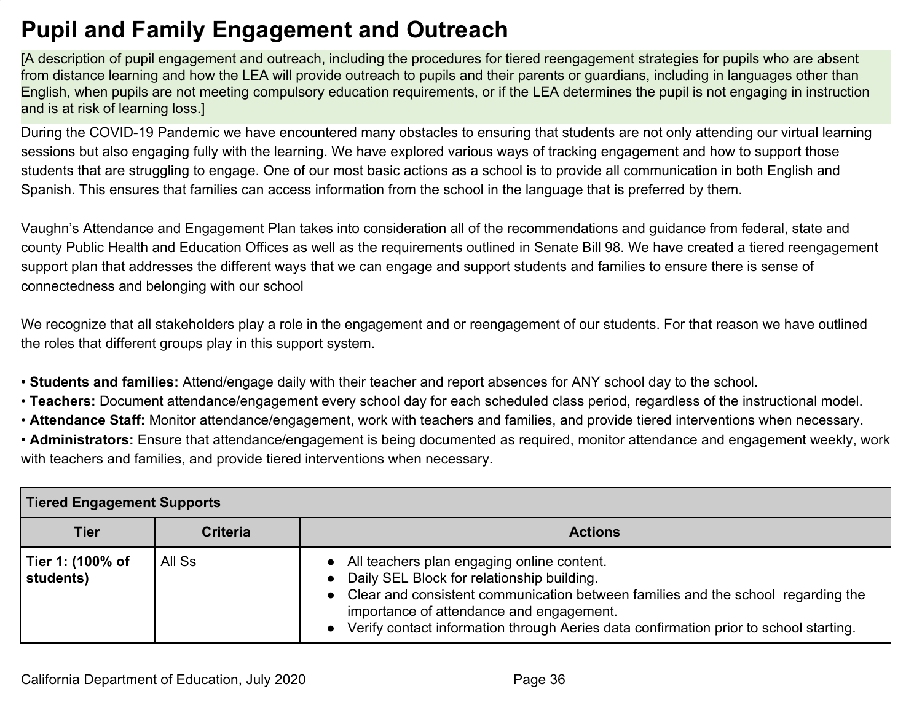# Pupil and Family Engagement and Outreach

[A description of pupil engagement and outreach, including the procedures for tiered reengagement strategies for pupils who are absent from distance learning and how the LEA will provide outreach to pupils and their parents or guardians, including in languages other than English, when pupils are not meeting compulsory education requirements, or if the LEA determines the pupil is not engaging in instruction and is at risk of learning loss.]

During the COVID-19 Pandemic we have encountered many obstacles to ensuring that students are not only attending our virtual learning sessions but also engaging fully with the learning. We have explored various ways of tracking engagement and how to support those students that are struggling to engage. One of our most basic actions as a school is to provide all communication in both English and Spanish. This ensures that families can access information from the school in the language that is preferred by them.

Vaughn's Attendance and Engagement Plan takes into consideration all of the recommendations and guidance from federal, state and county Public Health and Education Offices as well as the requirements outlined in Senate Bill 98. We have created a tiered reengagement support plan that addresses the different ways that we can engage and support students and families to ensure there is sense of connectedness and belonging with our school

We recognize that all stakeholders play a role in the engagement and or reengagement of our students. For that reason we have outlined the roles that different groups play in this support system.

- **Students and families:** Attend/engage daily with their teacher and report absences for ANY school day to the school.
- **Teachers:** Document attendance/engagement every school day for each scheduled class period, regardless of the instructional model.
- **Attendance Staff:** Monitor attendance/engagement, work with teachers and families, and provide tiered interventions when necessary.
- **Administrators:** Ensure that attendance/engagement is being documented as required, monitor attendance and engagement weekly, work with teachers and families, and provide tiered interventions when necessary.

| **Tiered Engagement Supports** | | |
|---|---|---|
| **Tier** | **Criteria** | **Actions** |
| **Tier 1: (100% of students)** | All Ss | • All teachers plan engaging online content.<br>• Daily SEL Block for relationship building.<br>• Clear and consistent communication between families and the school regarding the importance of attendance and engagement.<br>• Verify contact information through Aeries data confirmation prior to school starting. |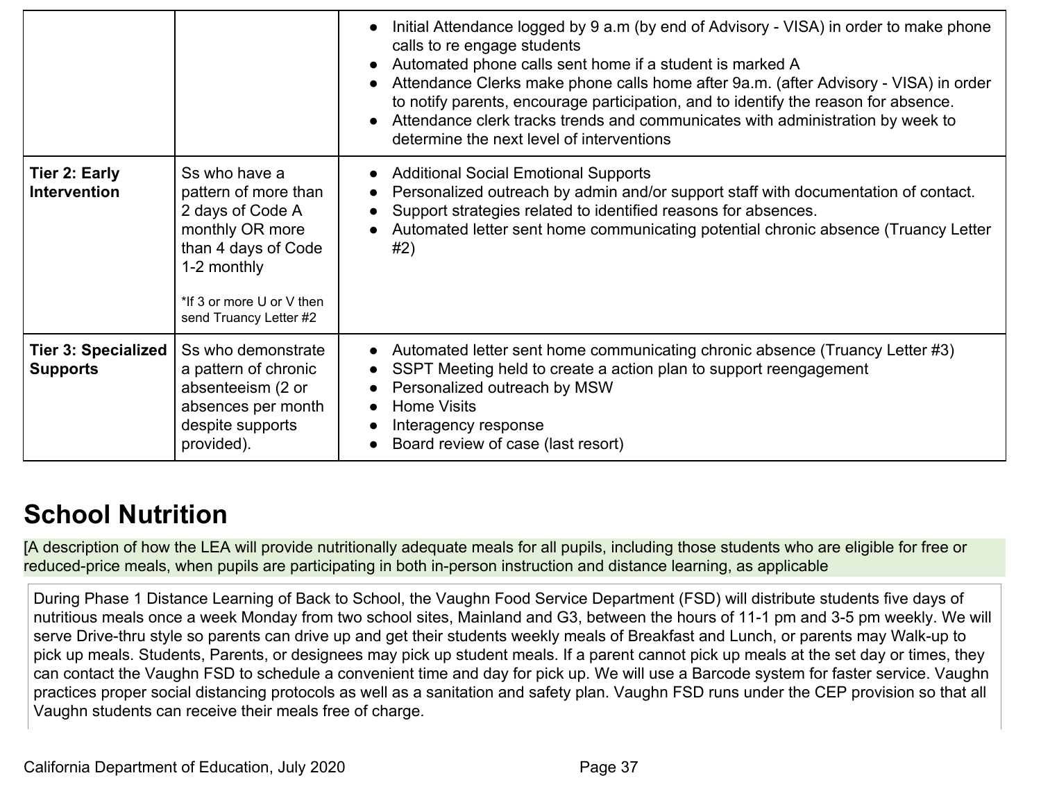| | | |
|---|---|---|
| | | • Initial Attendance logged by 9 a.m (by end of Advisory - VISA) in order to make phone calls to re engage students<br>• Automated phone calls sent home if a student is marked A<br>• Attendance Clerks make phone calls home after 9a.m. (after Advisory - VISA) in order to notify parents, encourage participation, and to identify the reason for absence.<br>• Attendance clerk tracks trends and communicates with administration by week to determine the next level of interventions |
| **Tier 2: Early Intervention** | Ss who have a pattern of more than 2 days of Code A monthly OR more than 4 days of Code 1-2 monthly<br><br>*If 3 or more U or V then send Truancy Letter #2 | • Additional Social Emotional Supports<br>• Personalized outreach by admin and/or support staff with documentation of contact.<br>• Support strategies related to identified reasons for absences.<br>• Automated letter sent home communicating potential chronic absence (Truancy Letter #2) |
| **Tier 3: Specialized Supports** | Ss who demonstrate a pattern of chronic absenteeism (2 or absences per month despite supports provided). | • Automated letter sent home communicating chronic absence (Truancy Letter #3)<br>• SSPT Meeting held to create a action plan to support reengagement<br>• Personalized outreach by MSW<br>• Home Visits<br>• Interagency response<br>• Board review of case (last resort) |

## School Nutrition

[A description of how the LEA will provide nutritionally adequate meals for all pupils, including those students who are eligible for free or reduced-price meals, when pupils are participating in both in-person instruction and distance learning, as applicable

During Phase 1 Distance Learning of Back to School, the Vaughn Food Service Department (FSD) will distribute students five days of nutritious meals once a week Monday from two school sites, Mainland and G3, between the hours of 11-1 pm and 3-5 pm weekly. We will serve Drive-thru style so parents can drive up and get their students weekly meals of Breakfast and Lunch, or parents may Walk-up to pick up meals. Students, Parents, or designees may pick up student meals. If a parent cannot pick up meals at the set day or times, they can contact the Vaughn FSD to schedule a convenient time and day for pick up. We will use a Barcode system for faster service. Vaughn practices proper social distancing protocols as well as a sanitation and safety plan. Vaughn FSD runs under the CEP provision so that all Vaughn students can receive their meals free of charge.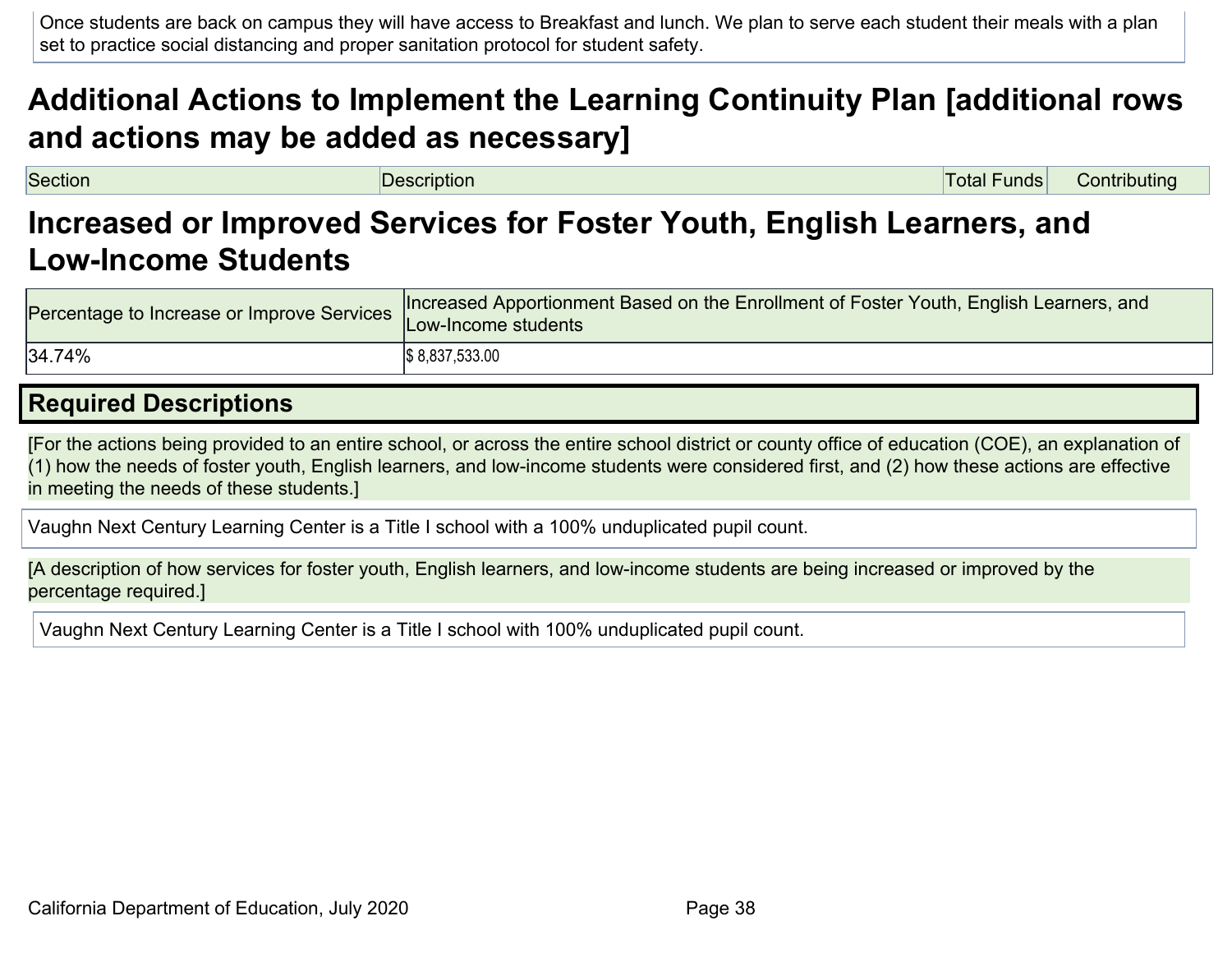Once students are back on campus they will have access to Breakfast and lunch. We plan to serve each student their meals with a plan set to practice social distancing and proper sanitation protocol for student safety.

## Additional Actions to Implement the Learning Continuity Plan [additional rows and actions may be added as necessary]

| Section | Description | Total Funds | Contributing |
| --- | --- | --- | --- |

## Increased or Improved Services for Foster Youth, English Learners, and Low-Income Students

| Percentage to Increase or Improve Services | Increased Apportionment Based on the Enrollment of Foster Youth, English Learners, and Low-Income students |
| --- | --- |
| 34.74% | $ 8,837,533.00 |

### Required Descriptions

[For the actions being provided to an entire school, or across the entire school district or county office of education (COE), an explanation of (1) how the needs of foster youth, English learners, and low-income students were considered first, and (2) how these actions are effective in meeting the needs of these students.]

Vaughn Next Century Learning Center is a Title I school with a 100% unduplicated pupil count.

[A description of how services for foster youth, English learners, and low-income students are being increased or improved by the percentage required.]

Vaughn Next Century Learning Center is a Title I school with 100% unduplicated pupil count.